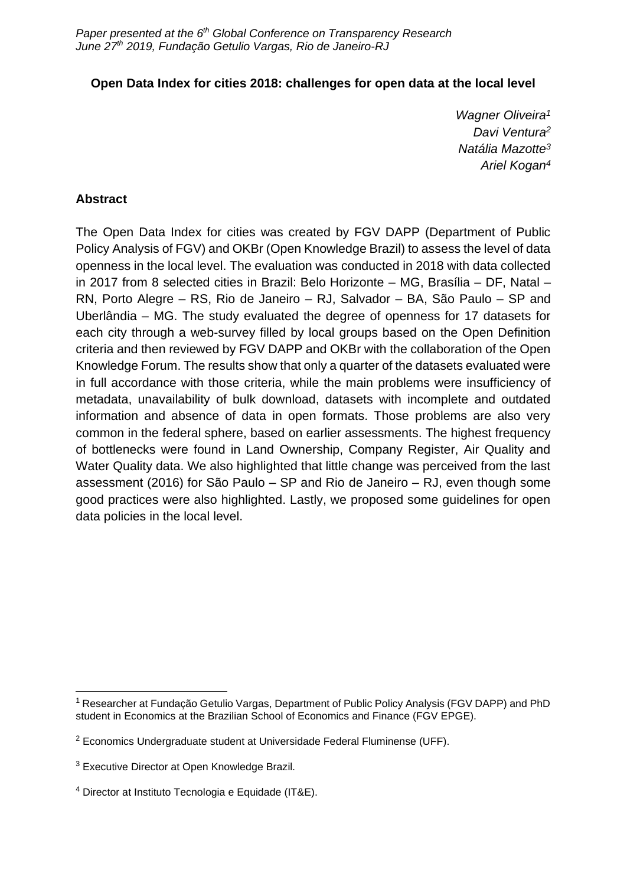*Paper presented at the 6th Global Conference on Transparency Research*
*June 27th 2019, Fundação Getulio Vargas, Rio de Janeiro-RJ*

**Open Data Index for cities 2018: challenges for open data at the local level**

*Wagner Oliveira[1]*
*Davi Ventura[2]*
*Natália Mazotte[3]*
*Ariel Kogan[4]*

## Abstract

The Open Data Index for cities was created by FGV DAPP (Department of Public Policy Analysis of FGV) and OKBr (Open Knowledge Brazil) to assess the level of data openness in the local level. The evaluation was conducted in 2018 with data collected in 2017 from 8 selected cities in Brazil: Belo Horizonte – MG, Brasília – DF, Natal – RN, Porto Alegre – RS, Rio de Janeiro – RJ, Salvador – BA, São Paulo – SP and Uberlândia – MG. The study evaluated the degree of openness for 17 datasets for each city through a web-survey filled by local groups based on the Open Definition criteria and then reviewed by FGV DAPP and OKBr with the collaboration of the Open Knowledge Forum. The results show that only a quarter of the datasets evaluated were in full accordance with those criteria, while the main problems were insufficiency of metadata, unavailability of bulk download, datasets with incomplete and outdated information and absence of data in open formats. Those problems are also very common in the federal sphere, based on earlier assessments. The highest frequency of bottlenecks were found in Land Ownership, Company Register, Air Quality and Water Quality data. We also highlighted that little change was perceived from the last assessment (2016) for São Paulo – SP and Rio de Janeiro – RJ, even though some good practices were also highlighted. Lastly, we proposed some guidelines for open data policies in the local level.

---

[1] Researcher at Fundação Getulio Vargas, Department of Public Policy Analysis (FGV DAPP) and PhD student in Economics at the Brazilian School of Economics and Finance (FGV EPGE).

[2] Economics Undergraduate student at Universidade Federal Fluminense (UFF).

[3] Executive Director at Open Knowledge Brazil.

[4] Director at Instituto Tecnologia e Equidade (IT&E).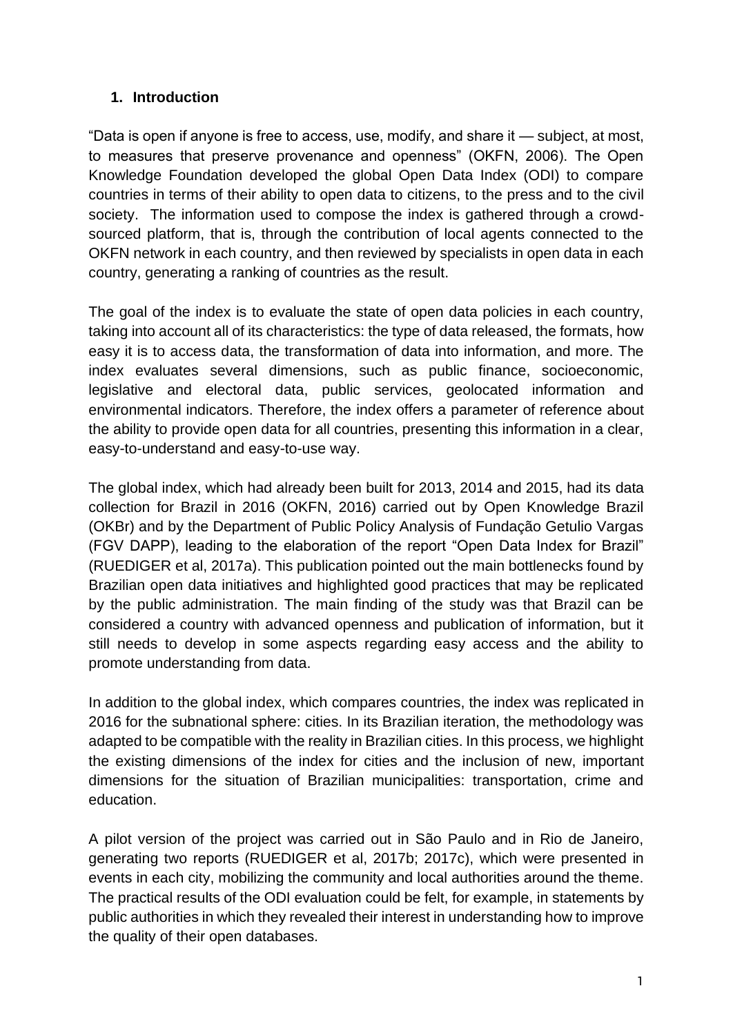## 1. Introduction

"Data is open if anyone is free to access, use, modify, and share it — subject, at most, to measures that preserve provenance and openness" (OKFN, 2006). The Open Knowledge Foundation developed the global Open Data Index (ODI) to compare countries in terms of their ability to open data to citizens, to the press and to the civil society. The information used to compose the index is gathered through a crowd-sourced platform, that is, through the contribution of local agents connected to the OKFN network in each country, and then reviewed by specialists in open data in each country, generating a ranking of countries as the result.

The goal of the index is to evaluate the state of open data policies in each country, taking into account all of its characteristics: the type of data released, the formats, how easy it is to access data, the transformation of data into information, and more. The index evaluates several dimensions, such as public finance, socioeconomic, legislative and electoral data, public services, geolocated information and environmental indicators. Therefore, the index offers a parameter of reference about the ability to provide open data for all countries, presenting this information in a clear, easy-to-understand and easy-to-use way.

The global index, which had already been built for 2013, 2014 and 2015, had its data collection for Brazil in 2016 (OKFN, 2016) carried out by Open Knowledge Brazil (OKBr) and by the Department of Public Policy Analysis of Fundação Getulio Vargas (FGV DAPP), leading to the elaboration of the report "Open Data Index for Brazil" (RUEDIGER et al, 2017a). This publication pointed out the main bottlenecks found by Brazilian open data initiatives and highlighted good practices that may be replicated by the public administration. The main finding of the study was that Brazil can be considered a country with advanced openness and publication of information, but it still needs to develop in some aspects regarding easy access and the ability to promote understanding from data.

In addition to the global index, which compares countries, the index was replicated in 2016 for the subnational sphere: cities. In its Brazilian iteration, the methodology was adapted to be compatible with the reality in Brazilian cities. In this process, we highlight the existing dimensions of the index for cities and the inclusion of new, important dimensions for the situation of Brazilian municipalities: transportation, crime and education.

A pilot version of the project was carried out in São Paulo and in Rio de Janeiro, generating two reports (RUEDIGER et al, 2017b; 2017c), which were presented in events in each city, mobilizing the community and local authorities around the theme. The practical results of the ODI evaluation could be felt, for example, in statements by public authorities in which they revealed their interest in understanding how to improve the quality of their open databases.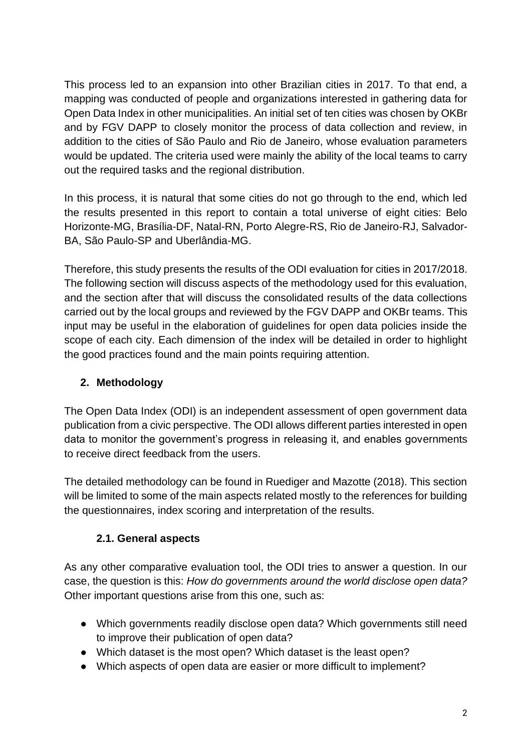This process led to an expansion into other Brazilian cities in 2017. To that end, a mapping was conducted of people and organizations interested in gathering data for Open Data Index in other municipalities. An initial set of ten cities was chosen by OKBr and by FGV DAPP to closely monitor the process of data collection and review, in addition to the cities of São Paulo and Rio de Janeiro, whose evaluation parameters would be updated. The criteria used were mainly the ability of the local teams to carry out the required tasks and the regional distribution.

In this process, it is natural that some cities do not go through to the end, which led the results presented in this report to contain a total universe of eight cities: Belo Horizonte-MG, Brasília-DF, Natal-RN, Porto Alegre-RS, Rio de Janeiro-RJ, Salvador-BA, São Paulo-SP and Uberlândia-MG.

Therefore, this study presents the results of the ODI evaluation for cities in 2017/2018. The following section will discuss aspects of the methodology used for this evaluation, and the section after that will discuss the consolidated results of the data collections carried out by the local groups and reviewed by the FGV DAPP and OKBr teams. This input may be useful in the elaboration of guidelines for open data policies inside the scope of each city. Each dimension of the index will be detailed in order to highlight the good practices found and the main points requiring attention.

## 2. Methodology

The Open Data Index (ODI) is an independent assessment of open government data publication from a civic perspective. The ODI allows different parties interested in open data to monitor the government's progress in releasing it, and enables governments to receive direct feedback from the users.

The detailed methodology can be found in Ruediger and Mazotte (2018). This section will be limited to some of the main aspects related mostly to the references for building the questionnaires, index scoring and interpretation of the results.

### 2.1. General aspects

As any other comparative evaluation tool, the ODI tries to answer a question. In our case, the question is this: *How do governments around the world disclose open data?* Other important questions arise from this one, such as:

- Which governments readily disclose open data? Which governments still need to improve their publication of open data?
- Which dataset is the most open? Which dataset is the least open?
- Which aspects of open data are easier or more difficult to implement?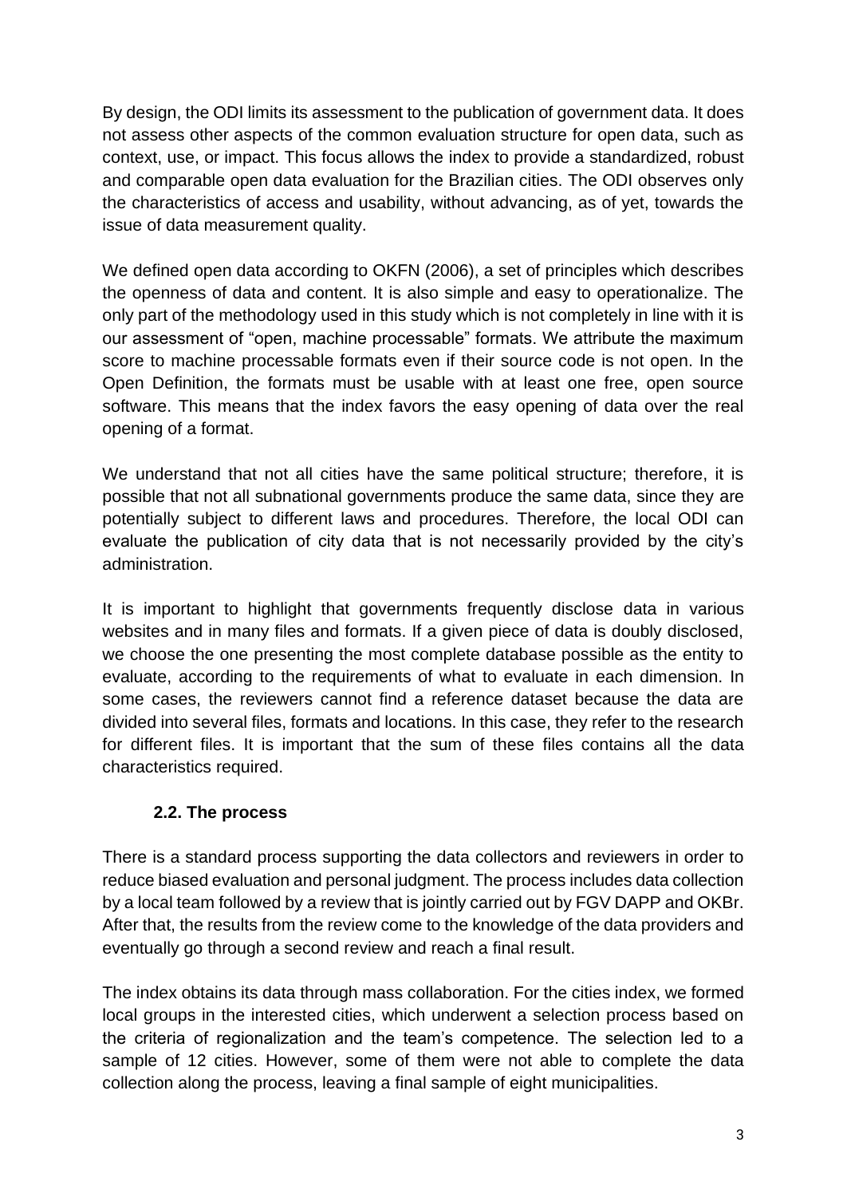By design, the ODI limits its assessment to the publication of government data. It does not assess other aspects of the common evaluation structure for open data, such as context, use, or impact. This focus allows the index to provide a standardized, robust and comparable open data evaluation for the Brazilian cities. The ODI observes only the characteristics of access and usability, without advancing, as of yet, towards the issue of data measurement quality.

We defined open data according to OKFN (2006), a set of principles which describes the openness of data and content. It is also simple and easy to operationalize. The only part of the methodology used in this study which is not completely in line with it is our assessment of "open, machine processable" formats. We attribute the maximum score to machine processable formats even if their source code is not open. In the Open Definition, the formats must be usable with at least one free, open source software. This means that the index favors the easy opening of data over the real opening of a format.

We understand that not all cities have the same political structure; therefore, it is possible that not all subnational governments produce the same data, since they are potentially subject to different laws and procedures. Therefore, the local ODI can evaluate the publication of city data that is not necessarily provided by the city's administration.

It is important to highlight that governments frequently disclose data in various websites and in many files and formats. If a given piece of data is doubly disclosed, we choose the one presenting the most complete database possible as the entity to evaluate, according to the requirements of what to evaluate in each dimension. In some cases, the reviewers cannot find a reference dataset because the data are divided into several files, formats and locations. In this case, they refer to the research for different files. It is important that the sum of these files contains all the data characteristics required.

### 2.2. The process

There is a standard process supporting the data collectors and reviewers in order to reduce biased evaluation and personal judgment. The process includes data collection by a local team followed by a review that is jointly carried out by FGV DAPP and OKBr. After that, the results from the review come to the knowledge of the data providers and eventually go through a second review and reach a final result.

The index obtains its data through mass collaboration. For the cities index, we formed local groups in the interested cities, which underwent a selection process based on the criteria of regionalization and the team's competence. The selection led to a sample of 12 cities. However, some of them were not able to complete the data collection along the process, leaving a final sample of eight municipalities.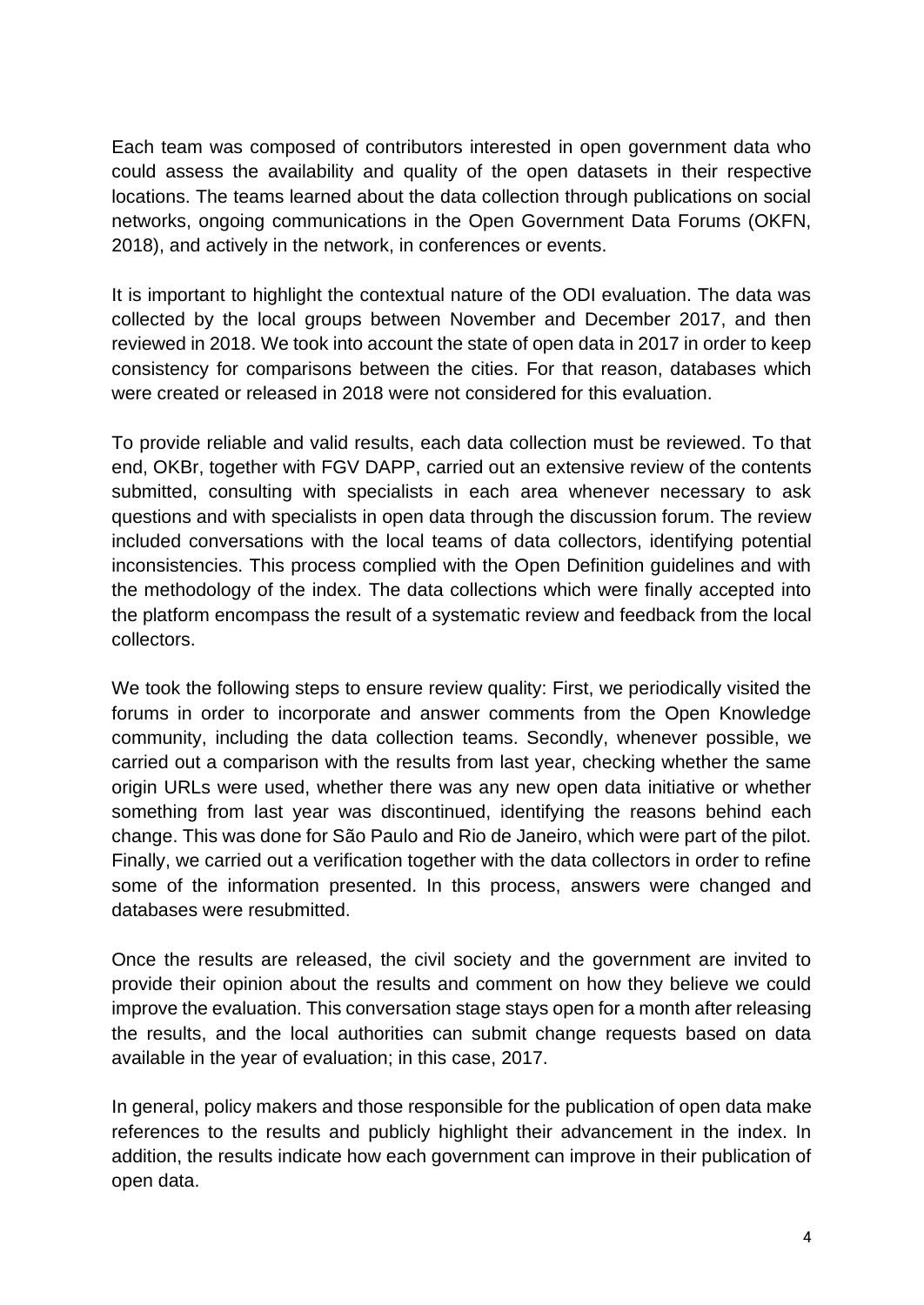Each team was composed of contributors interested in open government data who could assess the availability and quality of the open datasets in their respective locations. The teams learned about the data collection through publications on social networks, ongoing communications in the Open Government Data Forums (OKFN, 2018), and actively in the network, in conferences or events.

It is important to highlight the contextual nature of the ODI evaluation. The data was collected by the local groups between November and December 2017, and then reviewed in 2018. We took into account the state of open data in 2017 in order to keep consistency for comparisons between the cities. For that reason, databases which were created or released in 2018 were not considered for this evaluation.

To provide reliable and valid results, each data collection must be reviewed. To that end, OKBr, together with FGV DAPP, carried out an extensive review of the contents submitted, consulting with specialists in each area whenever necessary to ask questions and with specialists in open data through the discussion forum. The review included conversations with the local teams of data collectors, identifying potential inconsistencies. This process complied with the Open Definition guidelines and with the methodology of the index. The data collections which were finally accepted into the platform encompass the result of a systematic review and feedback from the local collectors.

We took the following steps to ensure review quality: First, we periodically visited the forums in order to incorporate and answer comments from the Open Knowledge community, including the data collection teams. Secondly, whenever possible, we carried out a comparison with the results from last year, checking whether the same origin URLs were used, whether there was any new open data initiative or whether something from last year was discontinued, identifying the reasons behind each change. This was done for São Paulo and Rio de Janeiro, which were part of the pilot. Finally, we carried out a verification together with the data collectors in order to refine some of the information presented. In this process, answers were changed and databases were resubmitted.

Once the results are released, the civil society and the government are invited to provide their opinion about the results and comment on how they believe we could improve the evaluation. This conversation stage stays open for a month after releasing the results, and the local authorities can submit change requests based on data available in the year of evaluation; in this case, 2017.

In general, policy makers and those responsible for the publication of open data make references to the results and publicly highlight their advancement in the index. In addition, the results indicate how each government can improve in their publication of open data.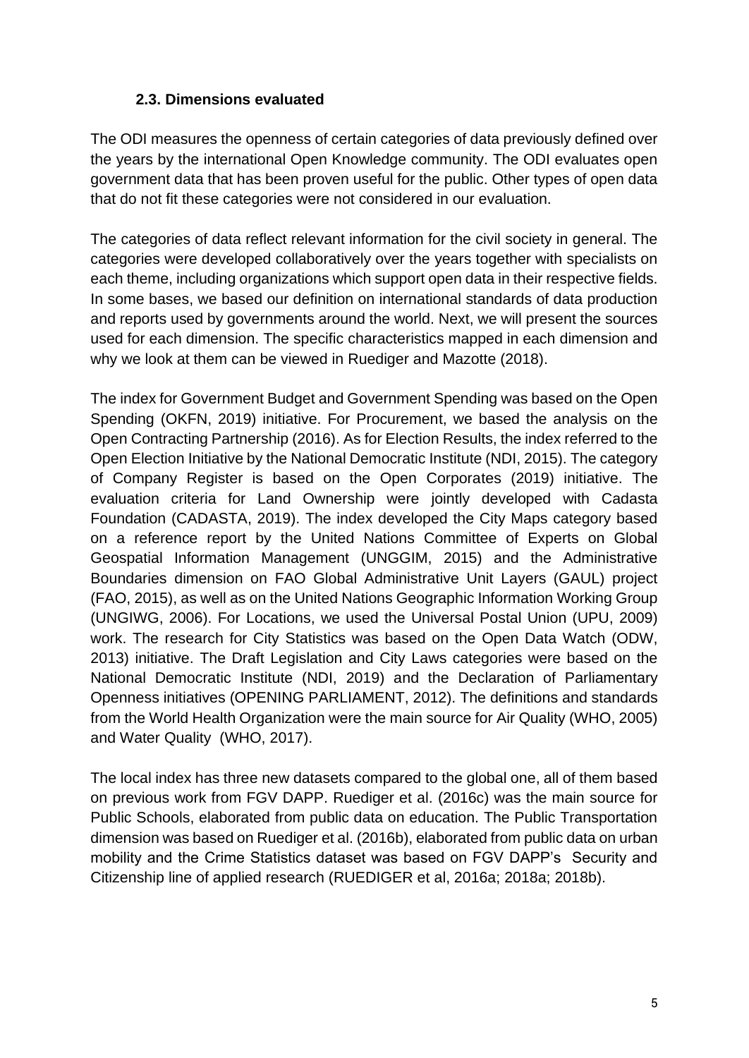### 2.3. Dimensions evaluated

The ODI measures the openness of certain categories of data previously defined over the years by the international Open Knowledge community. The ODI evaluates open government data that has been proven useful for the public. Other types of open data that do not fit these categories were not considered in our evaluation.

The categories of data reflect relevant information for the civil society in general. The categories were developed collaboratively over the years together with specialists on each theme, including organizations which support open data in their respective fields. In some bases, we based our definition on international standards of data production and reports used by governments around the world. Next, we will present the sources used for each dimension. The specific characteristics mapped in each dimension and why we look at them can be viewed in Ruediger and Mazotte (2018).

The index for Government Budget and Government Spending was based on the Open Spending (OKFN, 2019) initiative. For Procurement, we based the analysis on the Open Contracting Partnership (2016). As for Election Results, the index referred to the Open Election Initiative by the National Democratic Institute (NDI, 2015). The category of Company Register is based on the Open Corporates (2019) initiative. The evaluation criteria for Land Ownership were jointly developed with Cadasta Foundation (CADASTA, 2019). The index developed the City Maps category based on a reference report by the United Nations Committee of Experts on Global Geospatial Information Management (UNGGIM, 2015) and the Administrative Boundaries dimension on FAO Global Administrative Unit Layers (GAUL) project (FAO, 2015), as well as on the United Nations Geographic Information Working Group (UNGIWG, 2006). For Locations, we used the Universal Postal Union (UPU, 2009) work. The research for City Statistics was based on the Open Data Watch (ODW, 2013) initiative. The Draft Legislation and City Laws categories were based on the National Democratic Institute (NDI, 2019) and the Declaration of Parliamentary Openness initiatives (OPENING PARLIAMENT, 2012). The definitions and standards from the World Health Organization were the main source for Air Quality (WHO, 2005) and Water Quality (WHO, 2017).

The local index has three new datasets compared to the global one, all of them based on previous work from FGV DAPP. Ruediger et al. (2016c) was the main source for Public Schools, elaborated from public data on education. The Public Transportation dimension was based on Ruediger et al. (2016b), elaborated from public data on urban mobility and the Crime Statistics dataset was based on FGV DAPP's Security and Citizenship line of applied research (RUEDIGER et al, 2016a; 2018a; 2018b).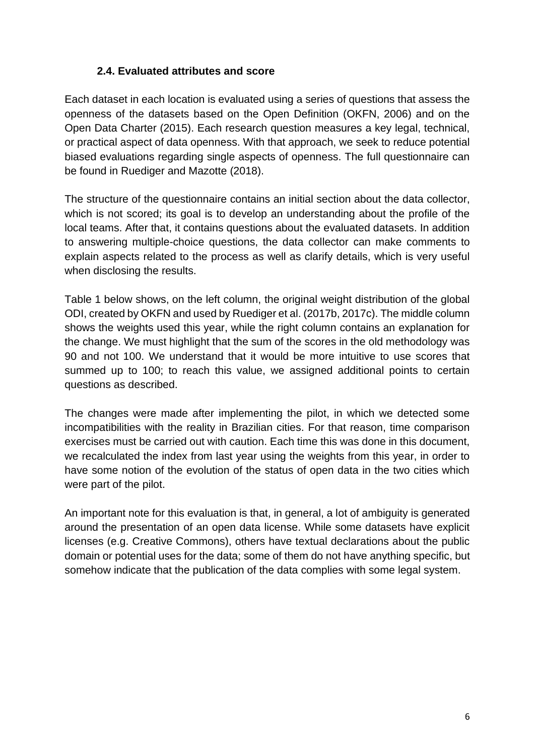### 2.4. Evaluated attributes and score

Each dataset in each location is evaluated using a series of questions that assess the openness of the datasets based on the Open Definition (OKFN, 2006) and on the Open Data Charter (2015). Each research question measures a key legal, technical, or practical aspect of data openness. With that approach, we seek to reduce potential biased evaluations regarding single aspects of openness. The full questionnaire can be found in Ruediger and Mazotte (2018).

The structure of the questionnaire contains an initial section about the data collector, which is not scored; its goal is to develop an understanding about the profile of the local teams. After that, it contains questions about the evaluated datasets. In addition to answering multiple-choice questions, the data collector can make comments to explain aspects related to the process as well as clarify details, which is very useful when disclosing the results.

Table 1 below shows, on the left column, the original weight distribution of the global ODI, created by OKFN and used by Ruediger et al. (2017b, 2017c). The middle column shows the weights used this year, while the right column contains an explanation for the change. We must highlight that the sum of the scores in the old methodology was 90 and not 100. We understand that it would be more intuitive to use scores that summed up to 100; to reach this value, we assigned additional points to certain questions as described.

The changes were made after implementing the pilot, in which we detected some incompatibilities with the reality in Brazilian cities. For that reason, time comparison exercises must be carried out with caution. Each time this was done in this document, we recalculated the index from last year using the weights from this year, in order to have some notion of the evolution of the status of open data in the two cities which were part of the pilot.

An important note for this evaluation is that, in general, a lot of ambiguity is generated around the presentation of an open data license. While some datasets have explicit licenses (e.g. Creative Commons), others have textual declarations about the public domain or potential uses for the data; some of them do not have anything specific, but somehow indicate that the publication of the data complies with some legal system.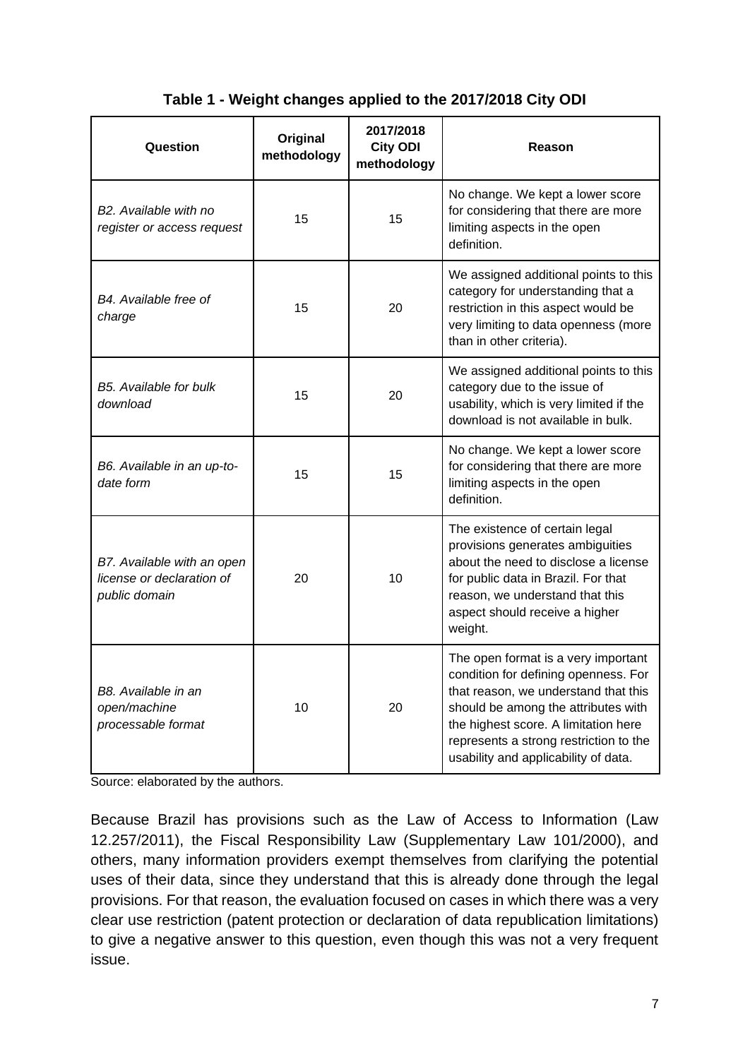**Table 1 - Weight changes applied to the 2017/2018 City ODI**

| Question | Original methodology | 2017/2018 City ODI methodology | Reason |
|---|---|---|---|
| *B2. Available with no register or access request* | 15 | 15 | No change. We kept a lower score for considering that there are more limiting aspects in the open definition. |
| *B4. Available free of charge* | 15 | 20 | We assigned additional points to this category for understanding that a restriction in this aspect would be very limiting to data openness (more than in other criteria). |
| *B5. Available for bulk download* | 15 | 20 | We assigned additional points to this category due to the issue of usability, which is very limited if the download is not available in bulk. |
| *B6. Available in an up-to-date form* | 15 | 15 | No change. We kept a lower score for considering that there are more limiting aspects in the open definition. |
| *B7. Available with an open license or declaration of public domain* | 20 | 10 | The existence of certain legal provisions generates ambiguities about the need to disclose a license for public data in Brazil. For that reason, we understand that this aspect should receive a higher weight. |
| *B8. Available in an open/machine processable format* | 10 | 20 | The open format is a very important condition for defining openness. For that reason, we understand that this should be among the attributes with the highest score. A limitation here represents a strong restriction to the usability and applicability of data. |

Source: elaborated by the authors.

Because Brazil has provisions such as the Law of Access to Information (Law 12.257/2011), the Fiscal Responsibility Law (Supplementary Law 101/2000), and others, many information providers exempt themselves from clarifying the potential uses of their data, since they understand that this is already done through the legal provisions. For that reason, the evaluation focused on cases in which there was a very clear use restriction (patent protection or declaration of data republication limitations) to give a negative answer to this question, even though this was not a very frequent issue.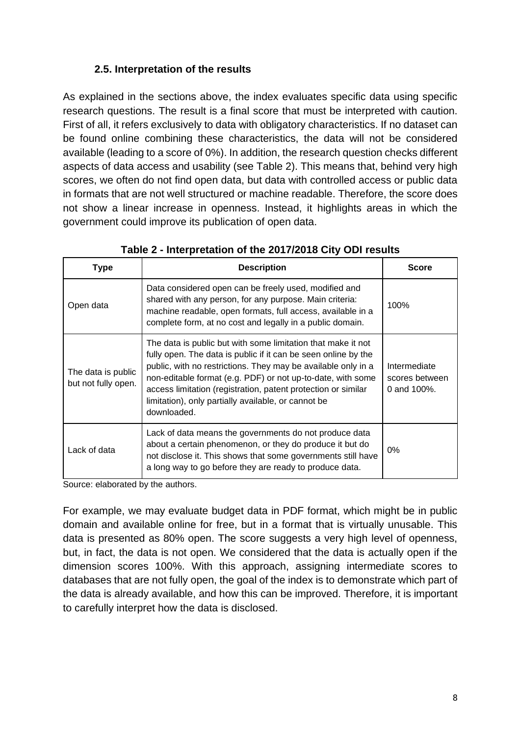### 2.5. Interpretation of the results

As explained in the sections above, the index evaluates specific data using specific research questions. The result is a final score that must be interpreted with caution. First of all, it refers exclusively to data with obligatory characteristics. If no dataset can be found online combining these characteristics, the data will not be considered available (leading to a score of 0%). In addition, the research question checks different aspects of data access and usability (see Table 2). This means that, behind very high scores, we often do not find open data, but data with controlled access or public data in formats that are not well structured or machine readable. Therefore, the score does not show a linear increase in openness. Instead, it highlights areas in which the government could improve its publication of open data.

**Table 2 - Interpretation of the 2017/2018 City ODI results**

| Type | Description | Score |
|---|---|---|
| Open data | Data considered open can be freely used, modified and shared with any person, for any purpose. Main criteria: machine readable, open formats, full access, available in a complete form, at no cost and legally in a public domain. | 100% |
| The data is public but not fully open. | The data is public but with some limitation that make it not fully open. The data is public if it can be seen online by the public, with no restrictions. They may be available only in a non-editable format (e.g. PDF) or not up-to-date, with some access limitation (registration, patent protection or similar limitation), only partially available, or cannot be downloaded. | Intermediate scores between 0 and 100%. |
| Lack of data | Lack of data means the governments do not produce data about a certain phenomenon, or they do produce it but do not disclose it. This shows that some governments still have a long way to go before they are ready to produce data. | 0% |

Source: elaborated by the authors.

For example, we may evaluate budget data in PDF format, which might be in public domain and available online for free, but in a format that is virtually unusable. This data is presented as 80% open. The score suggests a very high level of openness, but, in fact, the data is not open. We considered that the data is actually open if the dimension scores 100%. With this approach, assigning intermediate scores to databases that are not fully open, the goal of the index is to demonstrate which part of the data is already available, and how this can be improved. Therefore, it is important to carefully interpret how the data is disclosed.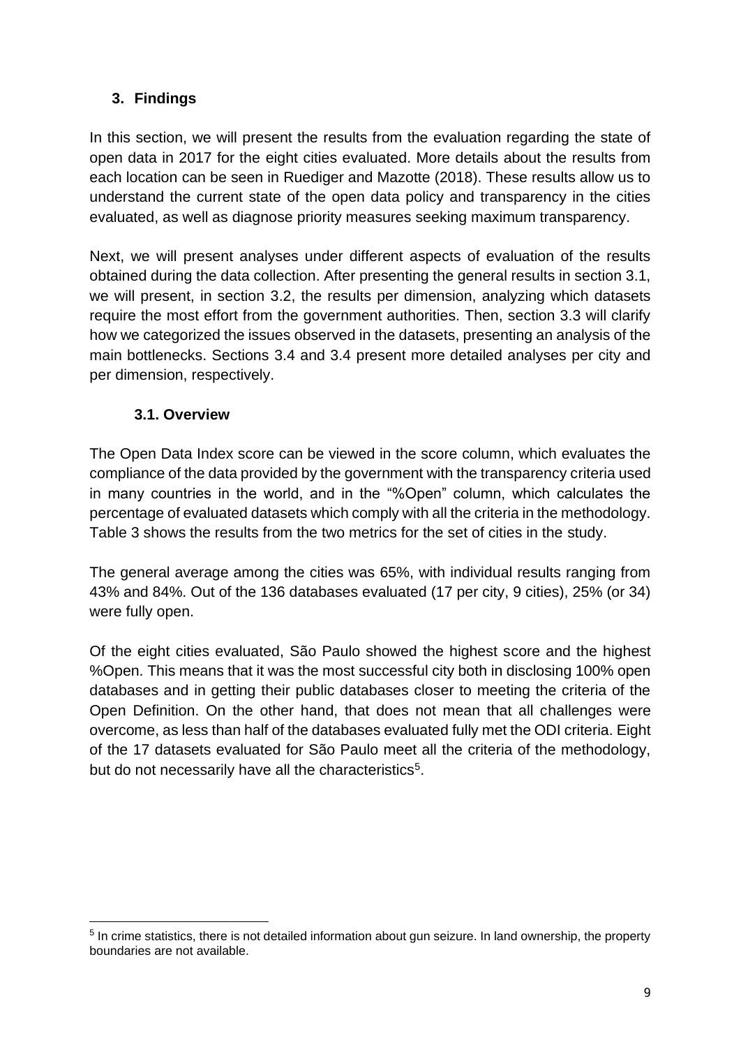## 3. Findings

In this section, we will present the results from the evaluation regarding the state of open data in 2017 for the eight cities evaluated. More details about the results from each location can be seen in Ruediger and Mazotte (2018). These results allow us to understand the current state of the open data policy and transparency in the cities evaluated, as well as diagnose priority measures seeking maximum transparency.

Next, we will present analyses under different aspects of evaluation of the results obtained during the data collection. After presenting the general results in section 3.1, we will present, in section 3.2, the results per dimension, analyzing which datasets require the most effort from the government authorities. Then, section 3.3 will clarify how we categorized the issues observed in the datasets, presenting an analysis of the main bottlenecks. Sections 3.4 and 3.4 present more detailed analyses per city and per dimension, respectively.

### 3.1. Overview

The Open Data Index score can be viewed in the score column, which evaluates the compliance of the data provided by the government with the transparency criteria used in many countries in the world, and in the "%Open" column, which calculates the percentage of evaluated datasets which comply with all the criteria in the methodology. Table 3 shows the results from the two metrics for the set of cities in the study.

The general average among the cities was 65%, with individual results ranging from 43% and 84%. Out of the 136 databases evaluated (17 per city, 9 cities), 25% (or 34) were fully open.

Of the eight cities evaluated, São Paulo showed the highest score and the highest %Open. This means that it was the most successful city both in disclosing 100% open databases and in getting their public databases closer to meeting the criteria of the Open Definition. On the other hand, that does not mean that all challenges were overcome, as less than half of the databases evaluated fully met the ODI criteria. Eight of the 17 datasets evaluated for São Paulo meet all the criteria of the methodology, but do not necessarily have all the characteristics[5].

[5] In crime statistics, there is not detailed information about gun seizure. In land ownership, the property boundaries are not available.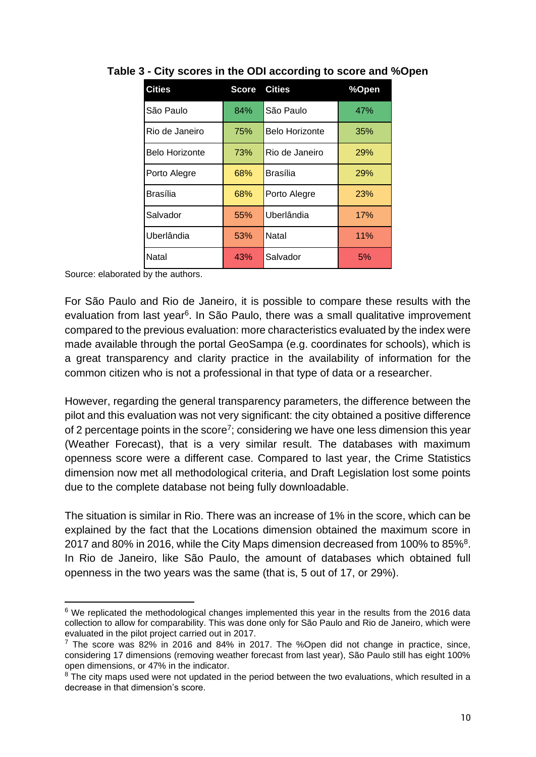**Table 3 - City scores in the ODI according to score and %Open**

| Cities | Score | Cities | %Open |
| --- | --- | --- | --- |
| São Paulo | 84% | São Paulo | 47% |
| Rio de Janeiro | 75% | Belo Horizonte | 35% |
| Belo Horizonte | 73% | Rio de Janeiro | 29% |
| Porto Alegre | 68% | Brasília | 29% |
| Brasília | 68% | Porto Alegre | 23% |
| Salvador | 55% | Uberlândia | 17% |
| Uberlândia | 53% | Natal | 11% |
| Natal | 43% | Salvador | 5% |

Source: elaborated by the authors.

For São Paulo and Rio de Janeiro, it is possible to compare these results with the evaluation from last year[6]. In São Paulo, there was a small qualitative improvement compared to the previous evaluation: more characteristics evaluated by the index were made available through the portal GeoSampa (e.g. coordinates for schools), which is a great transparency and clarity practice in the availability of information for the common citizen who is not a professional in that type of data or a researcher.

However, regarding the general transparency parameters, the difference between the pilot and this evaluation was not very significant: the city obtained a positive difference of 2 percentage points in the score[7]; considering we have one less dimension this year (Weather Forecast), that is a very similar result. The databases with maximum openness score were a different case. Compared to last year, the Crime Statistics dimension now met all methodological criteria, and Draft Legislation lost some points due to the complete database not being fully downloadable.

The situation is similar in Rio. There was an increase of 1% in the score, which can be explained by the fact that the Locations dimension obtained the maximum score in 2017 and 80% in 2016, while the City Maps dimension decreased from 100% to 85%[8]. In Rio de Janeiro, like São Paulo, the amount of databases which obtained full openness in the two years was the same (that is, 5 out of 17, or 29%).

---

[6] We replicated the methodological changes implemented this year in the results from the 2016 data collection to allow for comparability. This was done only for São Paulo and Rio de Janeiro, which were evaluated in the pilot project carried out in 2017.

[7] The score was 82% in 2016 and 84% in 2017. The %Open did not change in practice, since, considering 17 dimensions (removing weather forecast from last year), São Paulo still has eight 100% open dimensions, or 47% in the indicator.

[8] The city maps used were not updated in the period between the two evaluations, which resulted in a decrease in that dimension's score.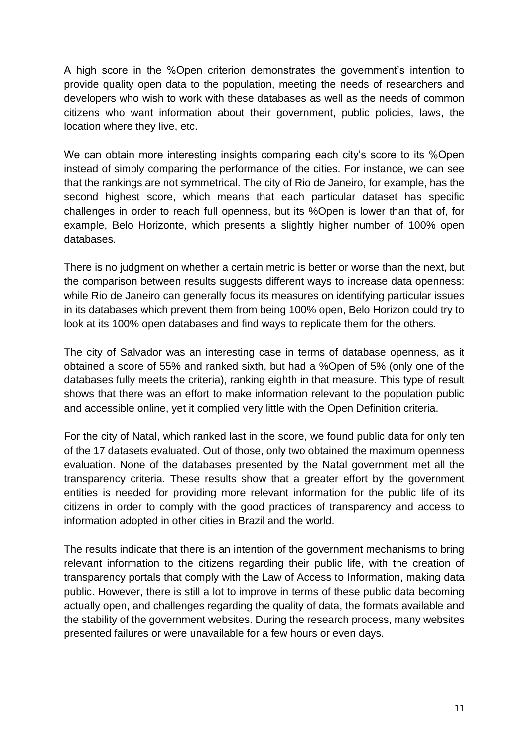A high score in the %Open criterion demonstrates the government's intention to provide quality open data to the population, meeting the needs of researchers and developers who wish to work with these databases as well as the needs of common citizens who want information about their government, public policies, laws, the location where they live, etc.

We can obtain more interesting insights comparing each city's score to its %Open instead of simply comparing the performance of the cities. For instance, we can see that the rankings are not symmetrical. The city of Rio de Janeiro, for example, has the second highest score, which means that each particular dataset has specific challenges in order to reach full openness, but its %Open is lower than that of, for example, Belo Horizonte, which presents a slightly higher number of 100% open databases.

There is no judgment on whether a certain metric is better or worse than the next, but the comparison between results suggests different ways to increase data openness: while Rio de Janeiro can generally focus its measures on identifying particular issues in its databases which prevent them from being 100% open, Belo Horizon could try to look at its 100% open databases and find ways to replicate them for the others.

The city of Salvador was an interesting case in terms of database openness, as it obtained a score of 55% and ranked sixth, but had a %Open of 5% (only one of the databases fully meets the criteria), ranking eighth in that measure. This type of result shows that there was an effort to make information relevant to the population public and accessible online, yet it complied very little with the Open Definition criteria.

For the city of Natal, which ranked last in the score, we found public data for only ten of the 17 datasets evaluated. Out of those, only two obtained the maximum openness evaluation. None of the databases presented by the Natal government met all the transparency criteria. These results show that a greater effort by the government entities is needed for providing more relevant information for the public life of its citizens in order to comply with the good practices of transparency and access to information adopted in other cities in Brazil and the world.

The results indicate that there is an intention of the government mechanisms to bring relevant information to the citizens regarding their public life, with the creation of transparency portals that comply with the Law of Access to Information, making data public. However, there is still a lot to improve in terms of these public data becoming actually open, and challenges regarding the quality of data, the formats available and the stability of the government websites. During the research process, many websites presented failures or were unavailable for a few hours or even days.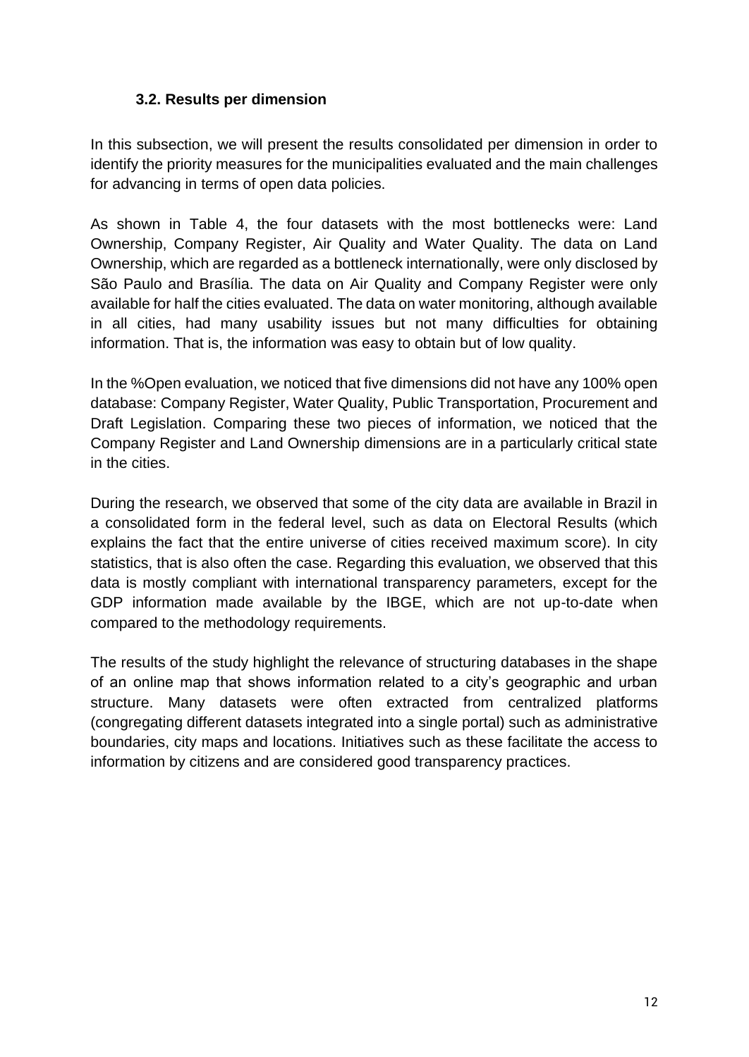### 3.2. Results per dimension

In this subsection, we will present the results consolidated per dimension in order to identify the priority measures for the municipalities evaluated and the main challenges for advancing in terms of open data policies.

As shown in Table 4, the four datasets with the most bottlenecks were: Land Ownership, Company Register, Air Quality and Water Quality. The data on Land Ownership, which are regarded as a bottleneck internationally, were only disclosed by São Paulo and Brasília. The data on Air Quality and Company Register were only available for half the cities evaluated. The data on water monitoring, although available in all cities, had many usability issues but not many difficulties for obtaining information. That is, the information was easy to obtain but of low quality.

In the %Open evaluation, we noticed that five dimensions did not have any 100% open database: Company Register, Water Quality, Public Transportation, Procurement and Draft Legislation. Comparing these two pieces of information, we noticed that the Company Register and Land Ownership dimensions are in a particularly critical state in the cities.

During the research, we observed that some of the city data are available in Brazil in a consolidated form in the federal level, such as data on Electoral Results (which explains the fact that the entire universe of cities received maximum score). In city statistics, that is also often the case. Regarding this evaluation, we observed that this data is mostly compliant with international transparency parameters, except for the GDP information made available by the IBGE, which are not up-to-date when compared to the methodology requirements.

The results of the study highlight the relevance of structuring databases in the shape of an online map that shows information related to a city's geographic and urban structure. Many datasets were often extracted from centralized platforms (congregating different datasets integrated into a single portal) such as administrative boundaries, city maps and locations. Initiatives such as these facilitate the access to information by citizens and are considered good transparency practices.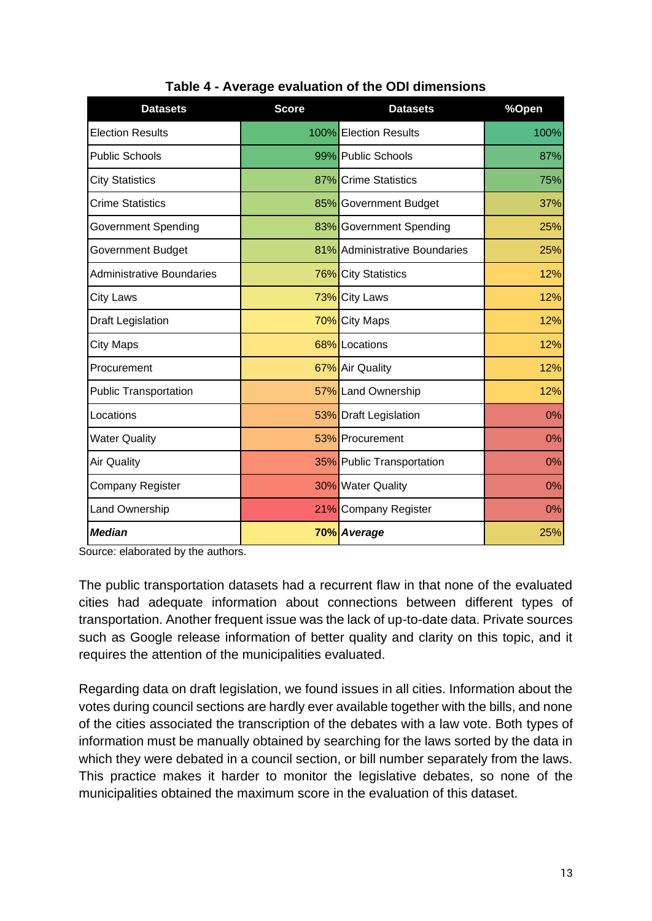**Table 4 - Average evaluation of the ODI dimensions**

| Datasets | Score | Datasets | %Open |
|---|---|---|---|
| Election Results | 100% | Election Results | 100% |
| Public Schools | 99% | Public Schools | 87% |
| City Statistics | 87% | Crime Statistics | 75% |
| Crime Statistics | 85% | Government Budget | 37% |
| Government Spending | 83% | Government Spending | 25% |
| Government Budget | 81% | Administrative Boundaries | 25% |
| Administrative Boundaries | 76% | City Statistics | 12% |
| City Laws | 73% | City Laws | 12% |
| Draft Legislation | 70% | City Maps | 12% |
| City Maps | 68% | Locations | 12% |
| Procurement | 67% | Air Quality | 12% |
| Public Transportation | 57% | Land Ownership | 12% |
| Locations | 53% | Draft Legislation | 0% |
| Water Quality | 53% | Procurement | 0% |
| Air Quality | 35% | Public Transportation | 0% |
| Company Register | 30% | Water Quality | 0% |
| Land Ownership | 21% | Company Register | 0% |
| ***Median*** | **70%** | ***Average*** | 25% |

Source: elaborated by the authors.

The public transportation datasets had a recurrent flaw in that none of the evaluated cities had adequate information about connections between different types of transportation. Another frequent issue was the lack of up-to-date data. Private sources such as Google release information of better quality and clarity on this topic, and it requires the attention of the municipalities evaluated.

Regarding data on draft legislation, we found issues in all cities. Information about the votes during council sections are hardly ever available together with the bills, and none of the cities associated the transcription of the debates with a law vote. Both types of information must be manually obtained by searching for the laws sorted by the data in which they were debated in a council section, or bill number separately from the laws. This practice makes it harder to monitor the legislative debates, so none of the municipalities obtained the maximum score in the evaluation of this dataset.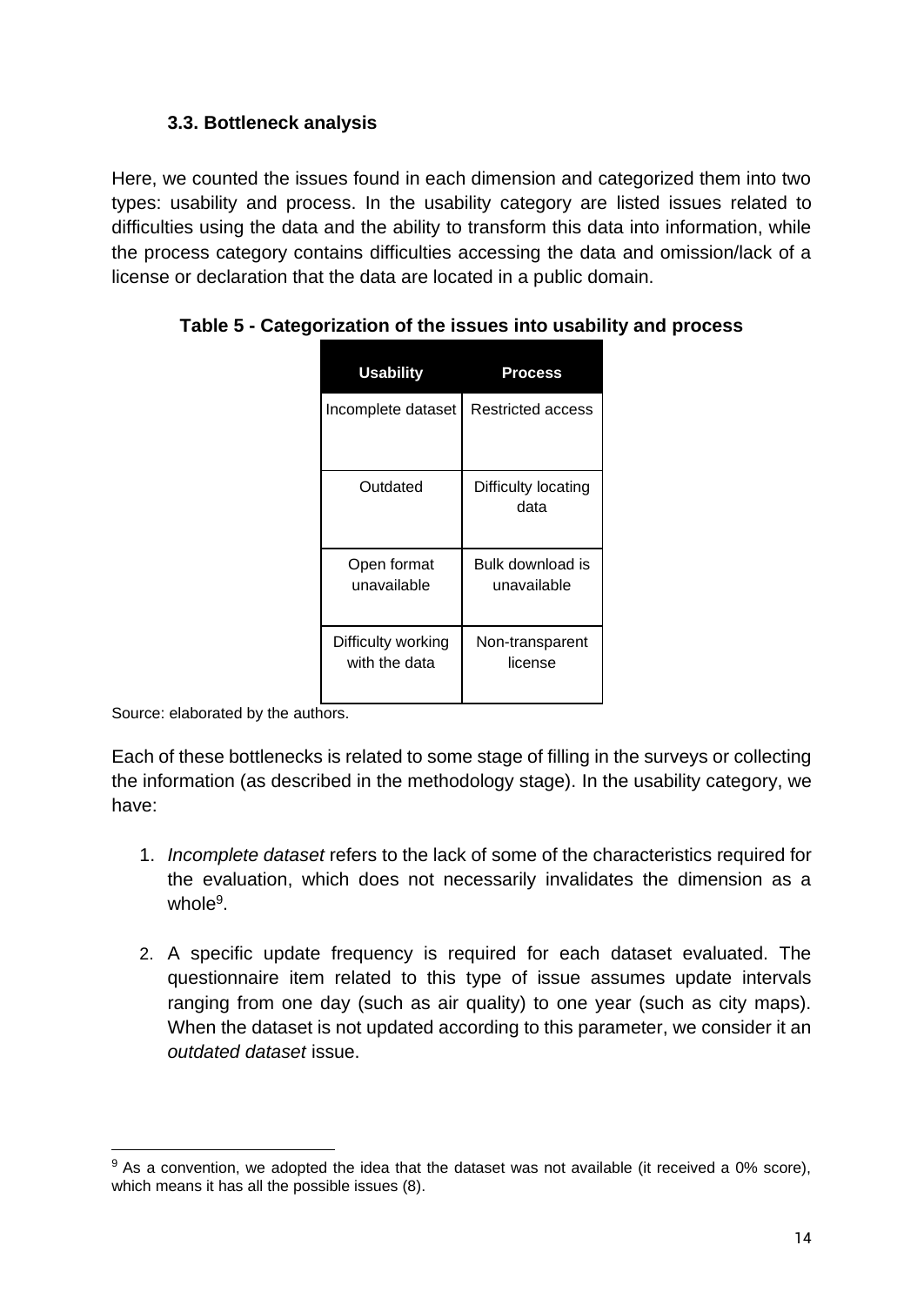### 3.3. Bottleneck analysis

Here, we counted the issues found in each dimension and categorized them into two types: usability and process. In the usability category are listed issues related to difficulties using the data and the ability to transform this data into information, while the process category contains difficulties accessing the data and omission/lack of a license or declaration that the data are located in a public domain.

**Table 5 - Categorization of the issues into usability and process**

| Usability | Process |
|---|---|
| Incomplete dataset | Restricted access |
| Outdated | Difficulty locating data |
| Open format unavailable | Bulk download is unavailable |
| Difficulty working with the data | Non-transparent license |

Source: elaborated by the authors.

Each of these bottlenecks is related to some stage of filling in the surveys or collecting the information (as described in the methodology stage). In the usability category, we have:

1. *Incomplete dataset* refers to the lack of some of the characteristics required for the evaluation, which does not necessarily invalidates the dimension as a whole[9].

2. A specific update frequency is required for each dataset evaluated. The questionnaire item related to this type of issue assumes update intervals ranging from one day (such as air quality) to one year (such as city maps). When the dataset is not updated according to this parameter, we consider it an *outdated dataset* issue.

[9] As a convention, we adopted the idea that the dataset was not available (it received a 0% score), which means it has all the possible issues (8).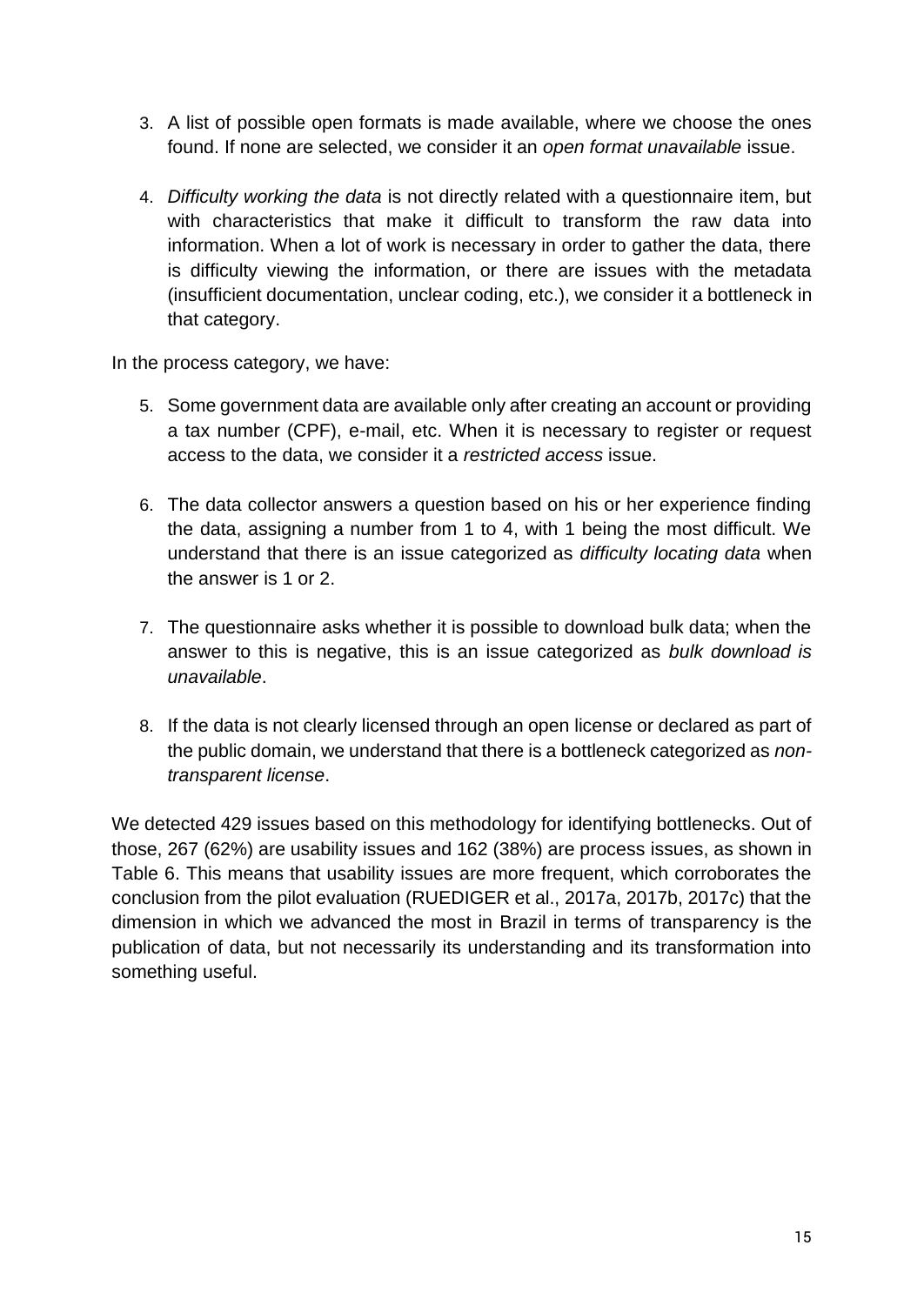3. A list of possible open formats is made available, where we choose the ones found. If none are selected, we consider it an *open format unavailable* issue.

4. *Difficulty working the data* is not directly related with a questionnaire item, but with characteristics that make it difficult to transform the raw data into information. When a lot of work is necessary in order to gather the data, there is difficulty viewing the information, or there are issues with the metadata (insufficient documentation, unclear coding, etc.), we consider it a bottleneck in that category.

In the process category, we have:

5. Some government data are available only after creating an account or providing a tax number (CPF), e-mail, etc. When it is necessary to register or request access to the data, we consider it a *restricted access* issue.

6. The data collector answers a question based on his or her experience finding the data, assigning a number from 1 to 4, with 1 being the most difficult. We understand that there is an issue categorized as *difficulty locating data* when the answer is 1 or 2.

7. The questionnaire asks whether it is possible to download bulk data; when the answer to this is negative, this is an issue categorized as *bulk download is unavailable*.

8. If the data is not clearly licensed through an open license or declared as part of the public domain, we understand that there is a bottleneck categorized as *non-transparent license*.

We detected 429 issues based on this methodology for identifying bottlenecks. Out of those, 267 (62%) are usability issues and 162 (38%) are process issues, as shown in Table 6. This means that usability issues are more frequent, which corroborates the conclusion from the pilot evaluation (RUEDIGER et al., 2017a, 2017b, 2017c) that the dimension in which we advanced the most in Brazil in terms of transparency is the publication of data, but not necessarily its understanding and its transformation into something useful.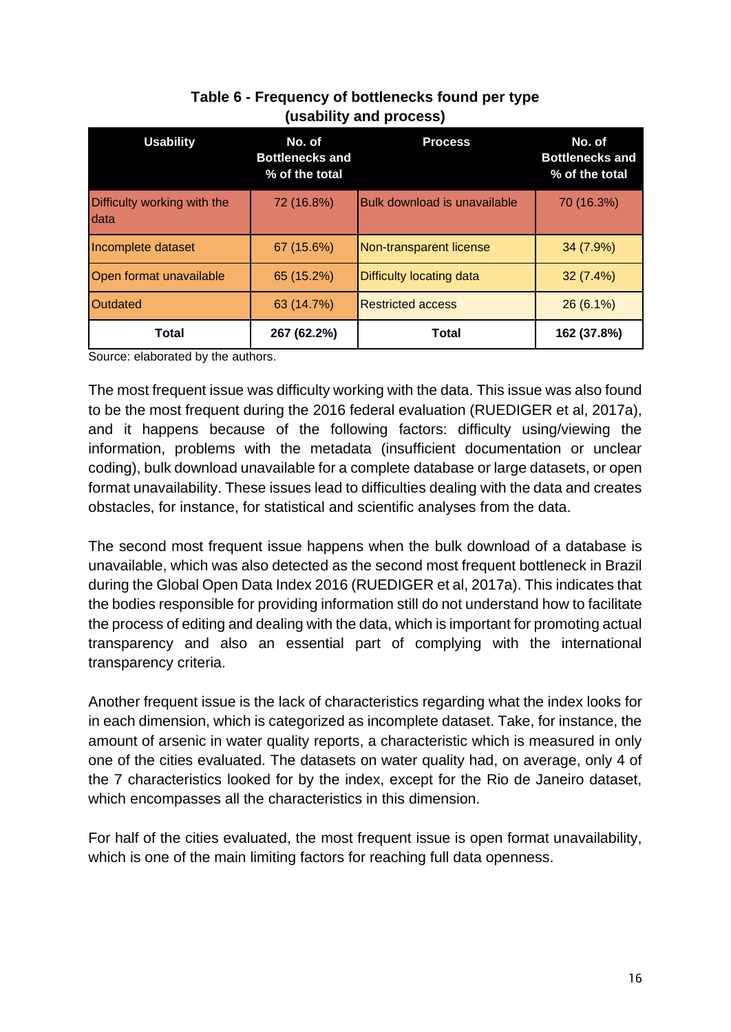**Table 6 - Frequency of bottlenecks found per type (usability and process)**

| Usability | No. of Bottlenecks and % of the total | Process | No. of Bottlenecks and % of the total |
|---|---|---|---|
| Difficulty working with the data | 72 (16.8%) | Bulk download is unavailable | 70 (16.3%) |
| Incomplete dataset | 67 (15.6%) | Non-transparent license | 34 (7.9%) |
| Open format unavailable | 65 (15.2%) | Difficulty locating data | 32 (7.4%) |
| Outdated | 63 (14.7%) | Restricted access | 26 (6.1%) |
| **Total** | **267 (62.2%)** | **Total** | **162 (37.8%)** |

Source: elaborated by the authors.

The most frequent issue was difficulty working with the data. This issue was also found to be the most frequent during the 2016 federal evaluation (RUEDIGER et al, 2017a), and it happens because of the following factors: difficulty using/viewing the information, problems with the metadata (insufficient documentation or unclear coding), bulk download unavailable for a complete database or large datasets, or open format unavailability. These issues lead to difficulties dealing with the data and creates obstacles, for instance, for statistical and scientific analyses from the data.

The second most frequent issue happens when the bulk download of a database is unavailable, which was also detected as the second most frequent bottleneck in Brazil during the Global Open Data Index 2016 (RUEDIGER et al, 2017a). This indicates that the bodies responsible for providing information still do not understand how to facilitate the process of editing and dealing with the data, which is important for promoting actual transparency and also an essential part of complying with the international transparency criteria.

Another frequent issue is the lack of characteristics regarding what the index looks for in each dimension, which is categorized as incomplete dataset. Take, for instance, the amount of arsenic in water quality reports, a characteristic which is measured in only one of the cities evaluated. The datasets on water quality had, on average, only 4 of the 7 characteristics looked for by the index, except for the Rio de Janeiro dataset, which encompasses all the characteristics in this dimension.

For half of the cities evaluated, the most frequent issue is open format unavailability, which is one of the main limiting factors for reaching full data openness.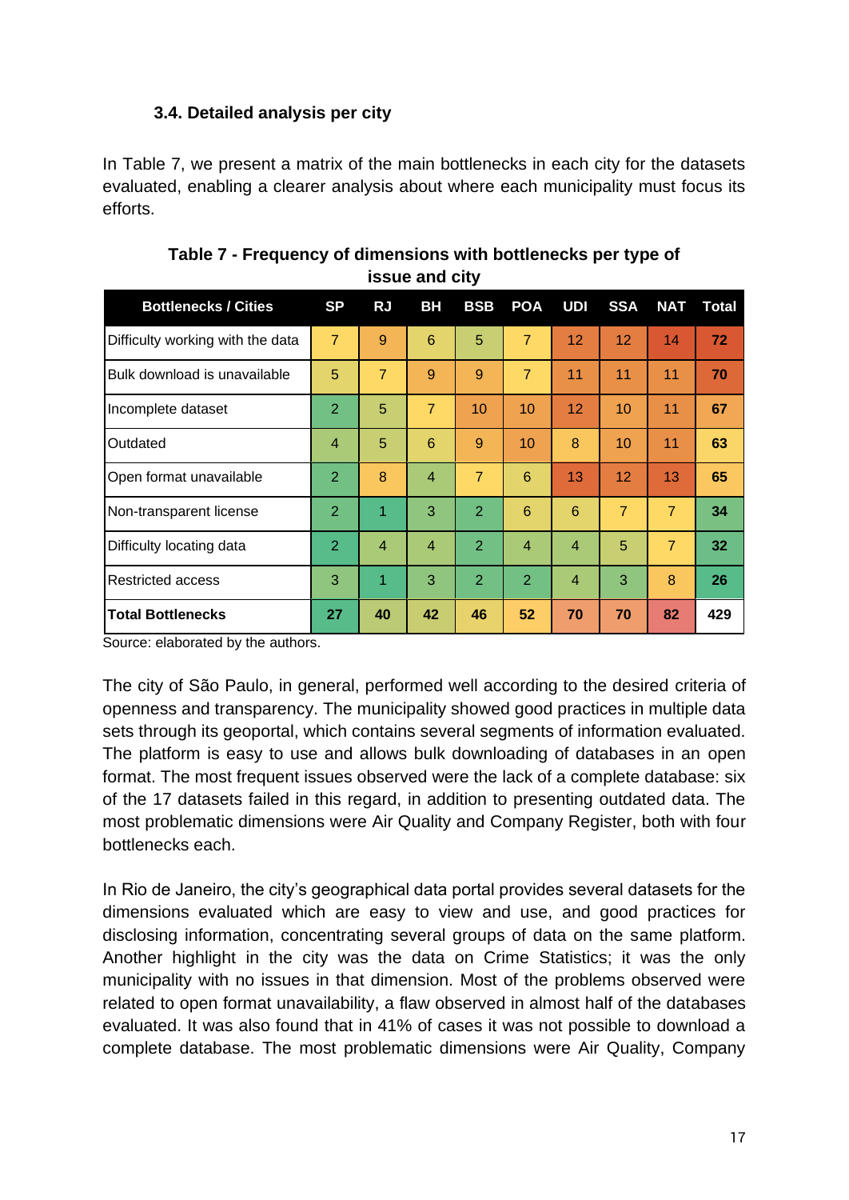### 3.4. Detailed analysis per city

In Table 7, we present a matrix of the main bottlenecks in each city for the datasets evaluated, enabling a clearer analysis about where each municipality must focus its efforts.

**Table 7 - Frequency of dimensions with bottlenecks per type of issue and city**

| Bottlenecks / Cities | SP | RJ | BH | BSB | POA | UDI | SSA | NAT | Total |
|---|---|---|---|---|---|---|---|---|---|
| Difficulty working with the data | 7 | 9 | 6 | 5 | 7 | 12 | 12 | 14 | **72** |
| Bulk download is unavailable | 5 | 7 | 9 | 9 | 7 | 11 | 11 | 11 | **70** |
| Incomplete dataset | 2 | 5 | 7 | 10 | 10 | 12 | 10 | 11 | **67** |
| Outdated | 4 | 5 | 6 | 9 | 10 | 8 | 10 | 11 | **63** |
| Open format unavailable | 2 | 8 | 4 | 7 | 6 | 13 | 12 | 13 | **65** |
| Non-transparent license | 2 | 1 | 3 | 2 | 6 | 6 | 7 | 7 | **34** |
| Difficulty locating data | 2 | 4 | 4 | 2 | 4 | 4 | 5 | 7 | **32** |
| Restricted access | 3 | 1 | 3 | 2 | 2 | 4 | 3 | 8 | **26** |
| **Total Bottlenecks** | **27** | **40** | **42** | **46** | **52** | **70** | **70** | **82** | **429** |

Source: elaborated by the authors.

The city of São Paulo, in general, performed well according to the desired criteria of openness and transparency. The municipality showed good practices in multiple data sets through its geoportal, which contains several segments of information evaluated. The platform is easy to use and allows bulk downloading of databases in an open format. The most frequent issues observed were the lack of a complete database: six of the 17 datasets failed in this regard, in addition to presenting outdated data. The most problematic dimensions were Air Quality and Company Register, both with four bottlenecks each.

In Rio de Janeiro, the city's geographical data portal provides several datasets for the dimensions evaluated which are easy to view and use, and good practices for disclosing information, concentrating several groups of data on the same platform. Another highlight in the city was the data on Crime Statistics; it was the only municipality with no issues in that dimension. Most of the problems observed were related to open format unavailability, a flaw observed in almost half of the databases evaluated. It was also found that in 41% of cases it was not possible to download a complete database. The most problematic dimensions were Air Quality, Company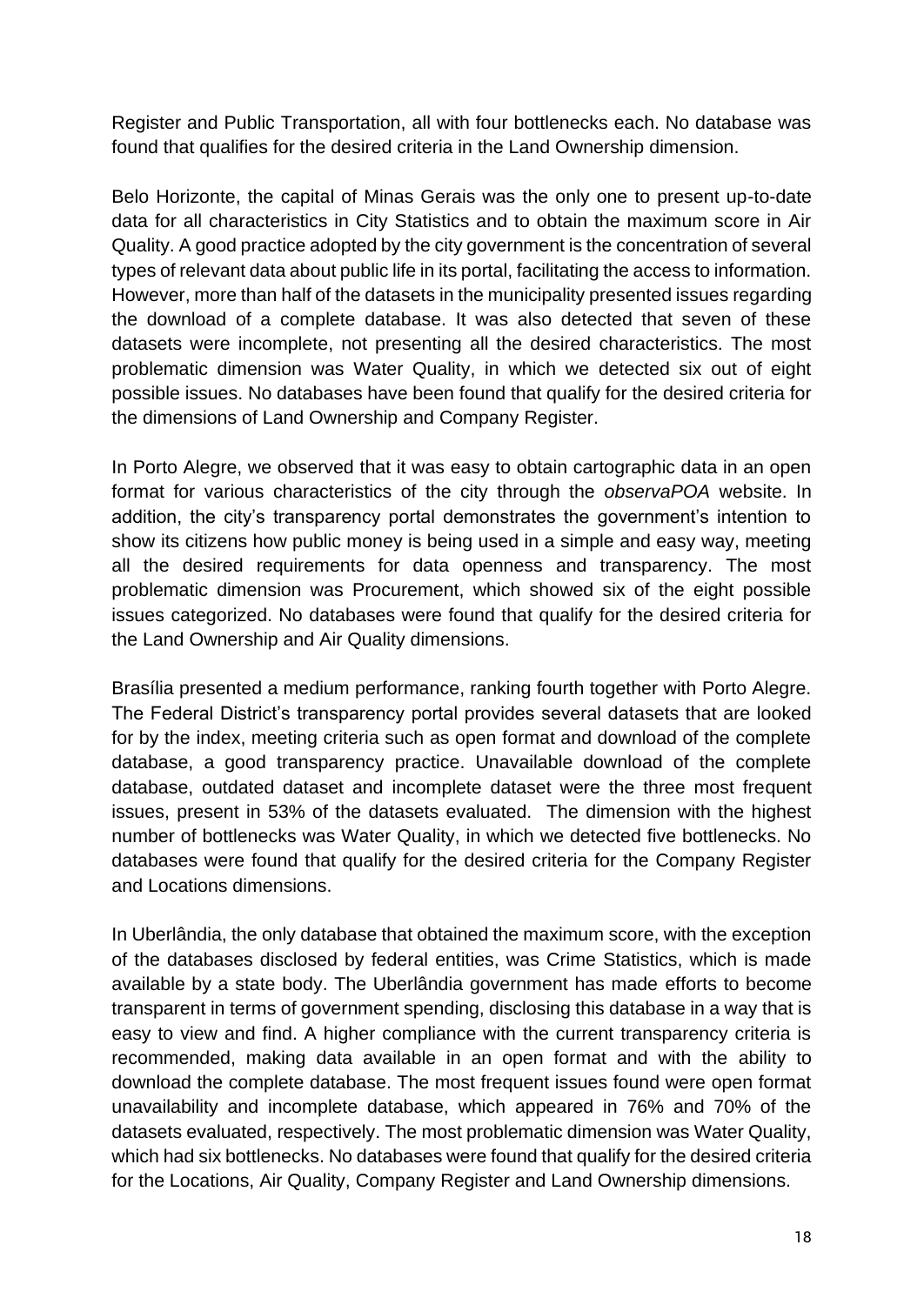Register and Public Transportation, all with four bottlenecks each. No database was found that qualifies for the desired criteria in the Land Ownership dimension.

Belo Horizonte, the capital of Minas Gerais was the only one to present up-to-date data for all characteristics in City Statistics and to obtain the maximum score in Air Quality. A good practice adopted by the city government is the concentration of several types of relevant data about public life in its portal, facilitating the access to information. However, more than half of the datasets in the municipality presented issues regarding the download of a complete database. It was also detected that seven of these datasets were incomplete, not presenting all the desired characteristics. The most problematic dimension was Water Quality, in which we detected six out of eight possible issues. No databases have been found that qualify for the desired criteria for the dimensions of Land Ownership and Company Register.

In Porto Alegre, we observed that it was easy to obtain cartographic data in an open format for various characteristics of the city through the *observaPOA* website. In addition, the city's transparency portal demonstrates the government's intention to show its citizens how public money is being used in a simple and easy way, meeting all the desired requirements for data openness and transparency. The most problematic dimension was Procurement, which showed six of the eight possible issues categorized. No databases were found that qualify for the desired criteria for the Land Ownership and Air Quality dimensions.

Brasília presented a medium performance, ranking fourth together with Porto Alegre. The Federal District's transparency portal provides several datasets that are looked for by the index, meeting criteria such as open format and download of the complete database, a good transparency practice. Unavailable download of the complete database, outdated dataset and incomplete dataset were the three most frequent issues, present in 53% of the datasets evaluated. The dimension with the highest number of bottlenecks was Water Quality, in which we detected five bottlenecks. No databases were found that qualify for the desired criteria for the Company Register and Locations dimensions.

In Uberlândia, the only database that obtained the maximum score, with the exception of the databases disclosed by federal entities, was Crime Statistics, which is made available by a state body. The Uberlândia government has made efforts to become transparent in terms of government spending, disclosing this database in a way that is easy to view and find. A higher compliance with the current transparency criteria is recommended, making data available in an open format and with the ability to download the complete database. The most frequent issues found were open format unavailability and incomplete database, which appeared in 76% and 70% of the datasets evaluated, respectively. The most problematic dimension was Water Quality, which had six bottlenecks. No databases were found that qualify for the desired criteria for the Locations, Air Quality, Company Register and Land Ownership dimensions.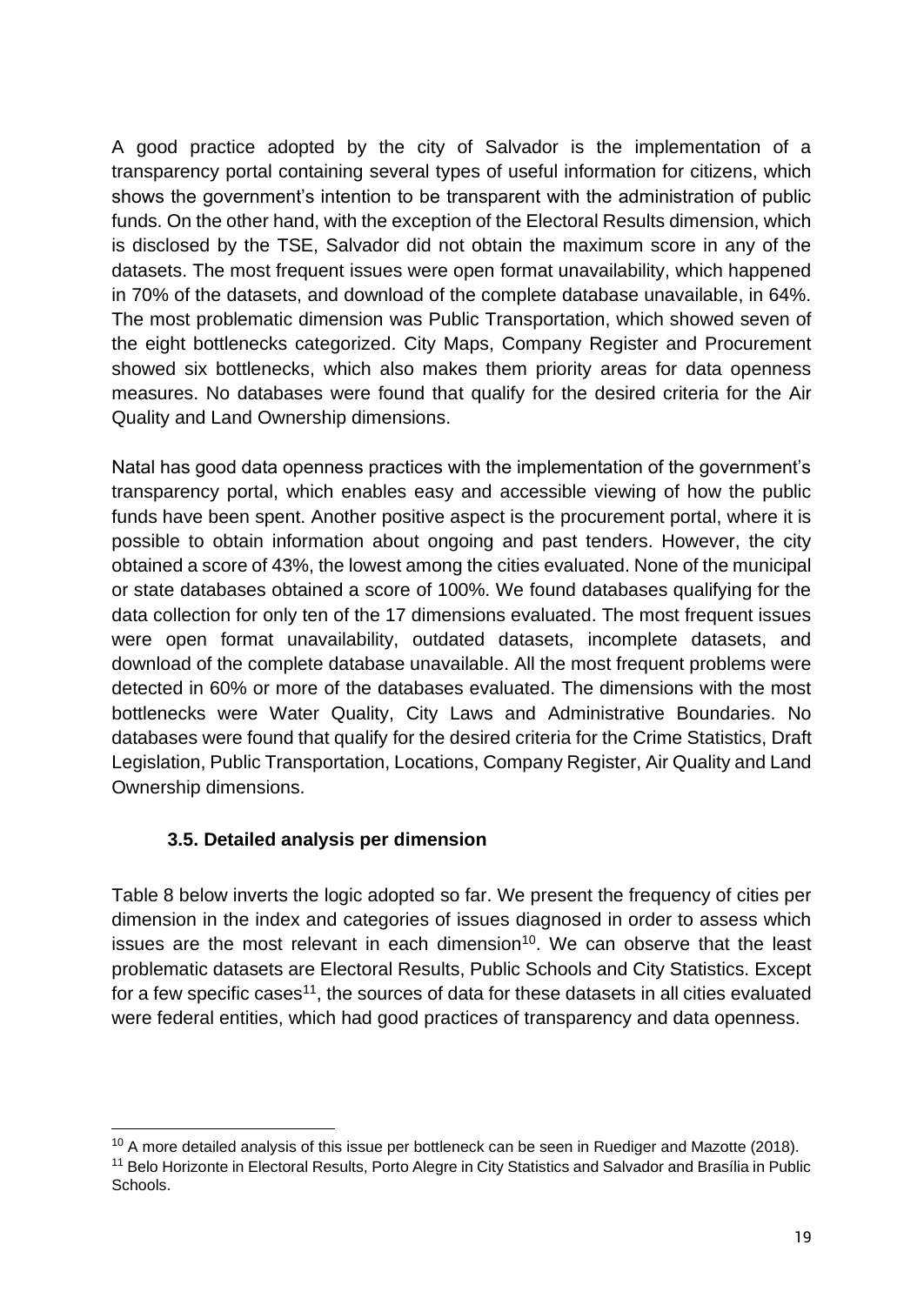A good practice adopted by the city of Salvador is the implementation of a transparency portal containing several types of useful information for citizens, which shows the government's intention to be transparent with the administration of public funds. On the other hand, with the exception of the Electoral Results dimension, which is disclosed by the TSE, Salvador did not obtain the maximum score in any of the datasets. The most frequent issues were open format unavailability, which happened in 70% of the datasets, and download of the complete database unavailable, in 64%. The most problematic dimension was Public Transportation, which showed seven of the eight bottlenecks categorized. City Maps, Company Register and Procurement showed six bottlenecks, which also makes them priority areas for data openness measures. No databases were found that qualify for the desired criteria for the Air Quality and Land Ownership dimensions.

Natal has good data openness practices with the implementation of the government's transparency portal, which enables easy and accessible viewing of how the public funds have been spent. Another positive aspect is the procurement portal, where it is possible to obtain information about ongoing and past tenders. However, the city obtained a score of 43%, the lowest among the cities evaluated. None of the municipal or state databases obtained a score of 100%. We found databases qualifying for the data collection for only ten of the 17 dimensions evaluated. The most frequent issues were open format unavailability, outdated datasets, incomplete datasets, and download of the complete database unavailable. All the most frequent problems were detected in 60% or more of the databases evaluated. The dimensions with the most bottlenecks were Water Quality, City Laws and Administrative Boundaries. No databases were found that qualify for the desired criteria for the Crime Statistics, Draft Legislation, Public Transportation, Locations, Company Register, Air Quality and Land Ownership dimensions.

### 3.5. Detailed analysis per dimension

Table 8 below inverts the logic adopted so far. We present the frequency of cities per dimension in the index and categories of issues diagnosed in order to assess which issues are the most relevant in each dimension[10]. We can observe that the least problematic datasets are Electoral Results, Public Schools and City Statistics. Except for a few specific cases[11], the sources of data for these datasets in all cities evaluated were federal entities, which had good practices of transparency and data openness.

[10] A more detailed analysis of this issue per bottleneck can be seen in Ruediger and Mazotte (2018).

[11] Belo Horizonte in Electoral Results, Porto Alegre in City Statistics and Salvador and Brasília in Public Schools.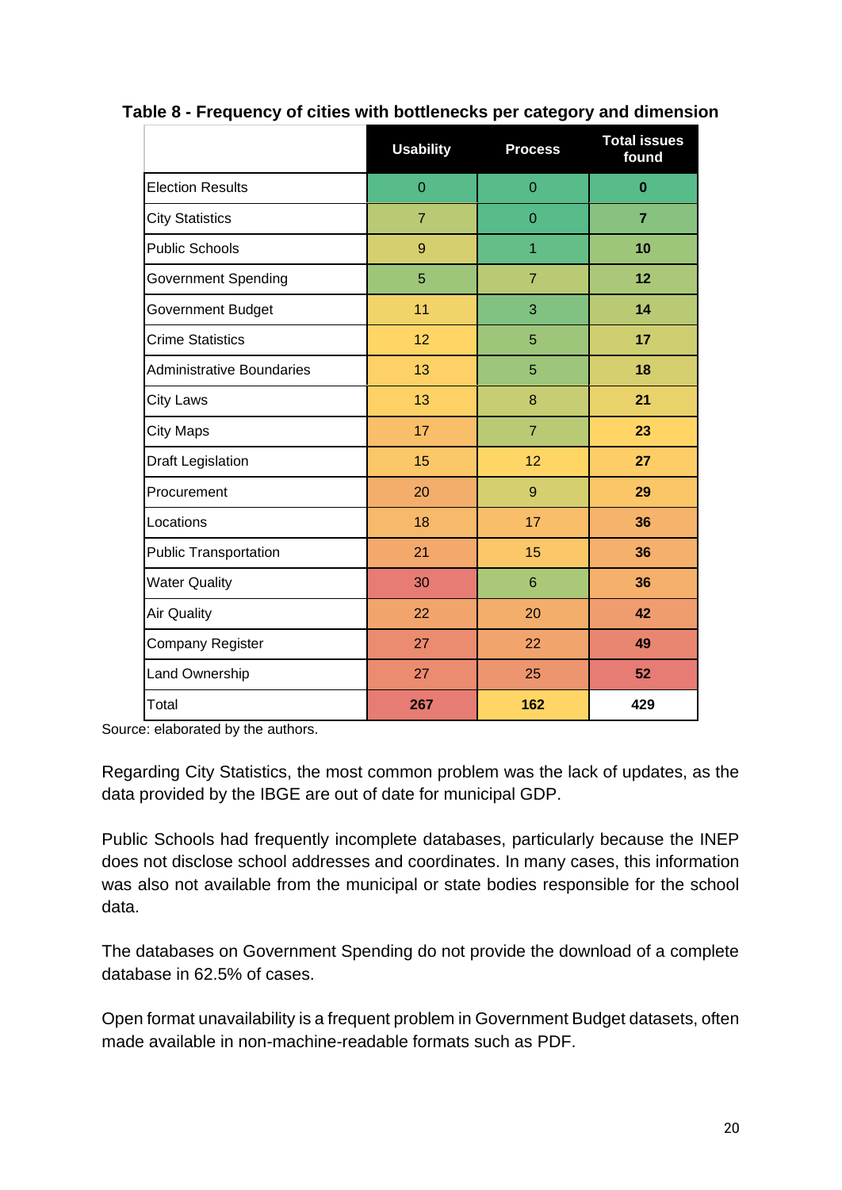**Table 8 - Frequency of cities with bottlenecks per category and dimension**

| | Usability | Process | Total issues found |
|---|---|---|---|
| Election Results | 0 | 0 | **0** |
| City Statistics | 7 | 0 | **7** |
| Public Schools | 9 | 1 | **10** |
| Government Spending | 5 | 7 | **12** |
| Government Budget | 11 | 3 | **14** |
| Crime Statistics | 12 | 5 | **17** |
| Administrative Boundaries | 13 | 5 | **18** |
| City Laws | 13 | 8 | **21** |
| City Maps | 17 | 7 | **23** |
| Draft Legislation | 15 | 12 | **27** |
| Procurement | 20 | 9 | **29** |
| Locations | 18 | 17 | **36** |
| Public Transportation | 21 | 15 | **36** |
| Water Quality | 30 | 6 | **36** |
| Air Quality | 22 | 20 | **42** |
| Company Register | 27 | 22 | **49** |
| Land Ownership | 27 | 25 | **52** |
| Total | **267** | **162** | **429** |

Source: elaborated by the authors.

Regarding City Statistics, the most common problem was the lack of updates, as the data provided by the IBGE are out of date for municipal GDP.

Public Schools had frequently incomplete databases, particularly because the INEP does not disclose school addresses and coordinates. In many cases, this information was also not available from the municipal or state bodies responsible for the school data.

The databases on Government Spending do not provide the download of a complete database in 62.5% of cases.

Open format unavailability is a frequent problem in Government Budget datasets, often made available in non-machine-readable formats such as PDF.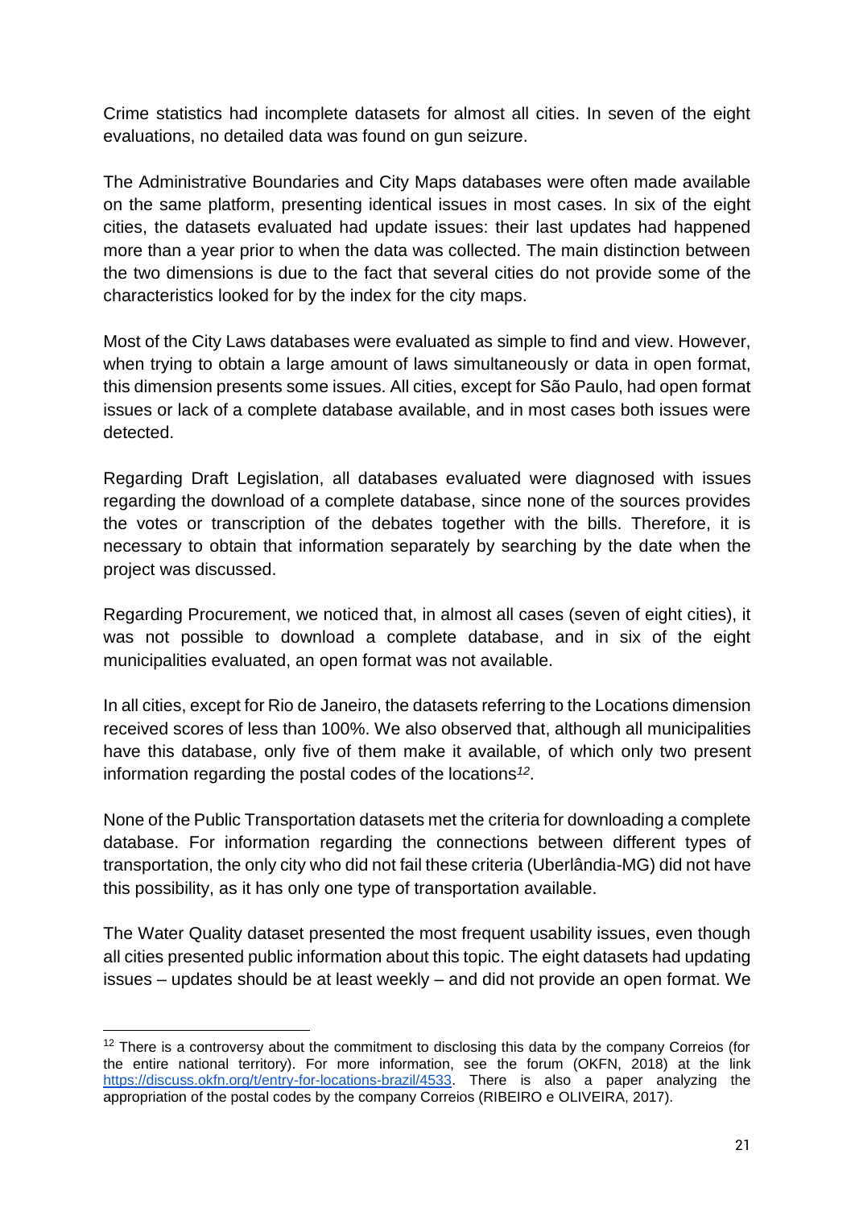Crime statistics had incomplete datasets for almost all cities. In seven of the eight evaluations, no detailed data was found on gun seizure.

The Administrative Boundaries and City Maps databases were often made available on the same platform, presenting identical issues in most cases. In six of the eight cities, the datasets evaluated had update issues: their last updates had happened more than a year prior to when the data was collected. The main distinction between the two dimensions is due to the fact that several cities do not provide some of the characteristics looked for by the index for the city maps.

Most of the City Laws databases were evaluated as simple to find and view. However, when trying to obtain a large amount of laws simultaneously or data in open format, this dimension presents some issues. All cities, except for São Paulo, had open format issues or lack of a complete database available, and in most cases both issues were detected.

Regarding Draft Legislation, all databases evaluated were diagnosed with issues regarding the download of a complete database, since none of the sources provides the votes or transcription of the debates together with the bills. Therefore, it is necessary to obtain that information separately by searching by the date when the project was discussed.

Regarding Procurement, we noticed that, in almost all cases (seven of eight cities), it was not possible to download a complete database, and in six of the eight municipalities evaluated, an open format was not available.

In all cities, except for Rio de Janeiro, the datasets referring to the Locations dimension received scores of less than 100%. We also observed that, although all municipalities have this database, only five of them make it available, of which only two present information regarding the postal codes of the locations[12].

None of the Public Transportation datasets met the criteria for downloading a complete database. For information regarding the connections between different types of transportation, the only city who did not fail these criteria (Uberlândia-MG) did not have this possibility, as it has only one type of transportation available.

The Water Quality dataset presented the most frequent usability issues, even though all cities presented public information about this topic. The eight datasets had updating issues – updates should be at least weekly – and did not provide an open format. We

---

[12] There is a controversy about the commitment to disclosing this data by the company Correios (for the entire national territory). For more information, see the forum (OKFN, 2018) at the link https://discuss.okfn.org/t/entry-for-locations-brazil/4533. There is also a paper analyzing the appropriation of the postal codes by the company Correios (RIBEIRO e OLIVEIRA, 2017).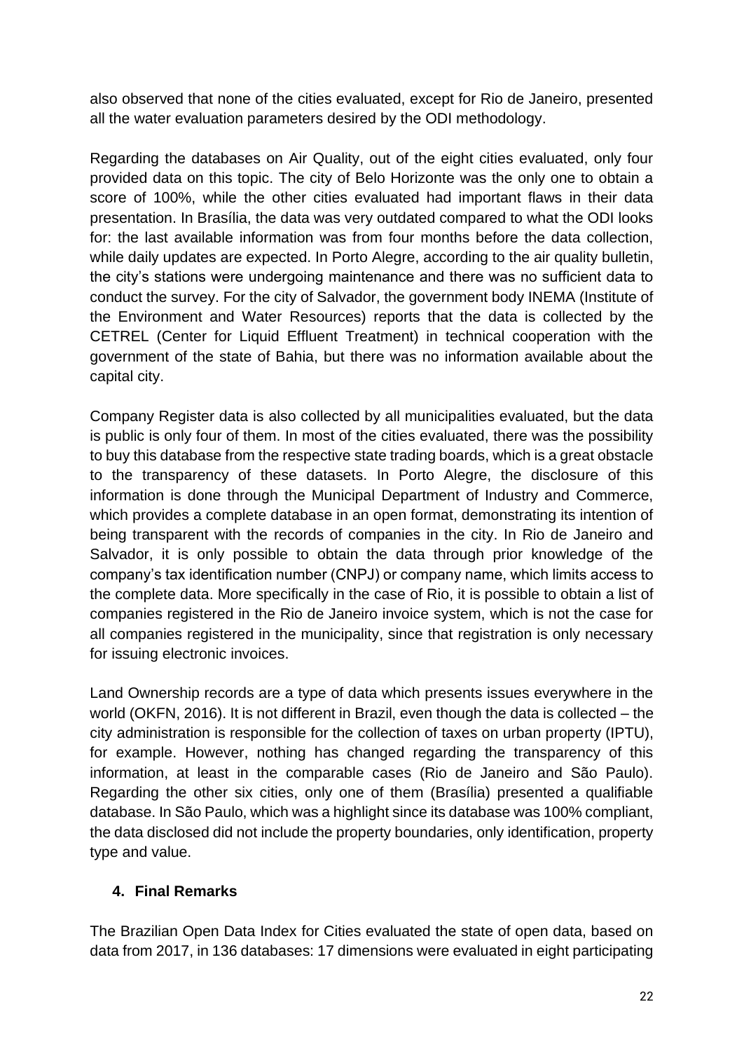also observed that none of the cities evaluated, except for Rio de Janeiro, presented all the water evaluation parameters desired by the ODI methodology.

Regarding the databases on Air Quality, out of the eight cities evaluated, only four provided data on this topic. The city of Belo Horizonte was the only one to obtain a score of 100%, while the other cities evaluated had important flaws in their data presentation. In Brasília, the data was very outdated compared to what the ODI looks for: the last available information was from four months before the data collection, while daily updates are expected. In Porto Alegre, according to the air quality bulletin, the city's stations were undergoing maintenance and there was no sufficient data to conduct the survey. For the city of Salvador, the government body INEMA (Institute of the Environment and Water Resources) reports that the data is collected by the CETREL (Center for Liquid Effluent Treatment) in technical cooperation with the government of the state of Bahia, but there was no information available about the capital city.

Company Register data is also collected by all municipalities evaluated, but the data is public is only four of them. In most of the cities evaluated, there was the possibility to buy this database from the respective state trading boards, which is a great obstacle to the transparency of these datasets. In Porto Alegre, the disclosure of this information is done through the Municipal Department of Industry and Commerce, which provides a complete database in an open format, demonstrating its intention of being transparent with the records of companies in the city. In Rio de Janeiro and Salvador, it is only possible to obtain the data through prior knowledge of the company's tax identification number (CNPJ) or company name, which limits access to the complete data. More specifically in the case of Rio, it is possible to obtain a list of companies registered in the Rio de Janeiro invoice system, which is not the case for all companies registered in the municipality, since that registration is only necessary for issuing electronic invoices.

Land Ownership records are a type of data which presents issues everywhere in the world (OKFN, 2016). It is not different in Brazil, even though the data is collected – the city administration is responsible for the collection of taxes on urban property (IPTU), for example. However, nothing has changed regarding the transparency of this information, at least in the comparable cases (Rio de Janeiro and São Paulo). Regarding the other six cities, only one of them (Brasília) presented a qualifiable database. In São Paulo, which was a highlight since its database was 100% compliant, the data disclosed did not include the property boundaries, only identification, property type and value.

## 4. Final Remarks

The Brazilian Open Data Index for Cities evaluated the state of open data, based on data from 2017, in 136 databases: 17 dimensions were evaluated in eight participating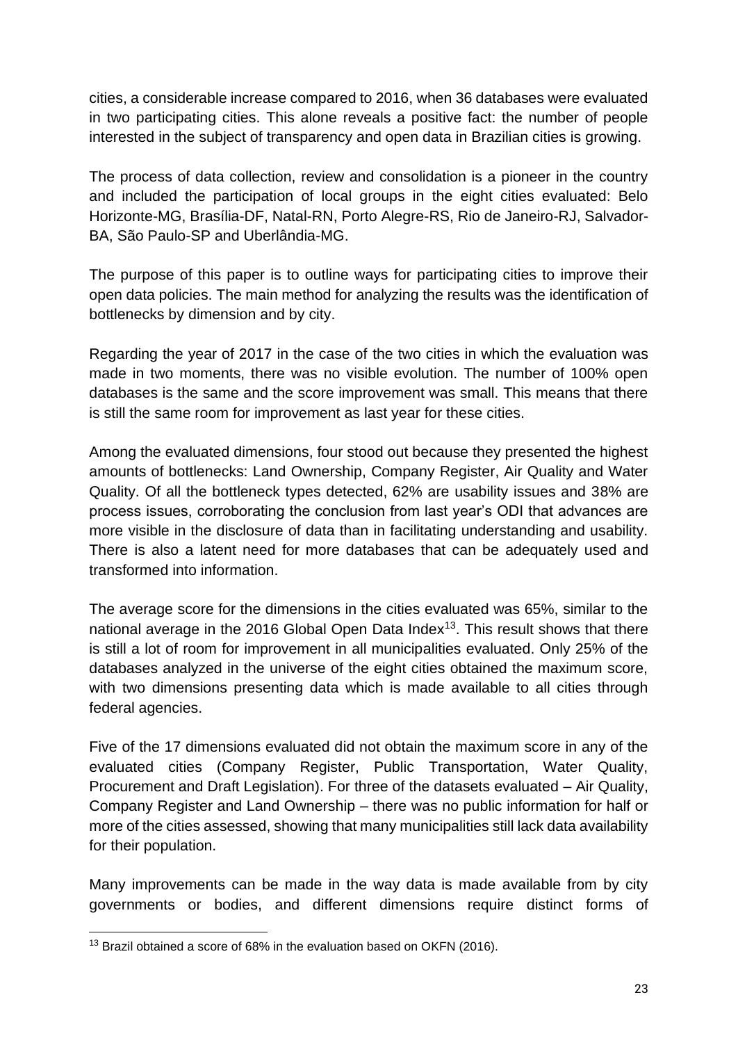cities, a considerable increase compared to 2016, when 36 databases were evaluated in two participating cities. This alone reveals a positive fact: the number of people interested in the subject of transparency and open data in Brazilian cities is growing.

The process of data collection, review and consolidation is a pioneer in the country and included the participation of local groups in the eight cities evaluated: Belo Horizonte-MG, Brasília-DF, Natal-RN, Porto Alegre-RS, Rio de Janeiro-RJ, Salvador-BA, São Paulo-SP and Uberlândia-MG.

The purpose of this paper is to outline ways for participating cities to improve their open data policies. The main method for analyzing the results was the identification of bottlenecks by dimension and by city.

Regarding the year of 2017 in the case of the two cities in which the evaluation was made in two moments, there was no visible evolution. The number of 100% open databases is the same and the score improvement was small. This means that there is still the same room for improvement as last year for these cities.

Among the evaluated dimensions, four stood out because they presented the highest amounts of bottlenecks: Land Ownership, Company Register, Air Quality and Water Quality. Of all the bottleneck types detected, 62% are usability issues and 38% are process issues, corroborating the conclusion from last year's ODI that advances are more visible in the disclosure of data than in facilitating understanding and usability. There is also a latent need for more databases that can be adequately used and transformed into information.

The average score for the dimensions in the cities evaluated was 65%, similar to the national average in the 2016 Global Open Data Index[13]. This result shows that there is still a lot of room for improvement in all municipalities evaluated. Only 25% of the databases analyzed in the universe of the eight cities obtained the maximum score, with two dimensions presenting data which is made available to all cities through federal agencies.

Five of the 17 dimensions evaluated did not obtain the maximum score in any of the evaluated cities (Company Register, Public Transportation, Water Quality, Procurement and Draft Legislation). For three of the datasets evaluated – Air Quality, Company Register and Land Ownership – there was no public information for half or more of the cities assessed, showing that many municipalities still lack data availability for their population.

Many improvements can be made in the way data is made available from by city governments or bodies, and different dimensions require distinct forms of

[13] Brazil obtained a score of 68% in the evaluation based on OKFN (2016).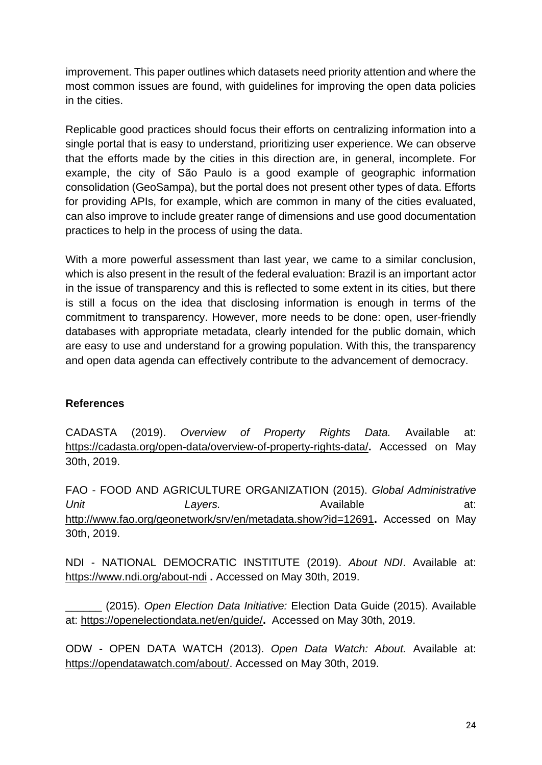improvement. This paper outlines which datasets need priority attention and where the most common issues are found, with guidelines for improving the open data policies in the cities.

Replicable good practices should focus their efforts on centralizing information into a single portal that is easy to understand, prioritizing user experience. We can observe that the efforts made by the cities in this direction are, in general, incomplete. For example, the city of São Paulo is a good example of geographic information consolidation (GeoSampa), but the portal does not present other types of data. Efforts for providing APIs, for example, which are common in many of the cities evaluated, can also improve to include greater range of dimensions and use good documentation practices to help in the process of using the data.

With a more powerful assessment than last year, we came to a similar conclusion, which is also present in the result of the federal evaluation: Brazil is an important actor in the issue of transparency and this is reflected to some extent in its cities, but there is still a focus on the idea that disclosing information is enough in terms of the commitment to transparency. However, more needs to be done: open, user-friendly databases with appropriate metadata, clearly intended for the public domain, which are easy to use and understand for a growing population. With this, the transparency and open data agenda can effectively contribute to the advancement of democracy.

**References**

CADASTA (2019). *Overview of Property Rights Data.* Available at: https://cadasta.org/open-data/overview-of-property-rights-data/**.** Accessed on May 30th, 2019.

FAO - FOOD AND AGRICULTURE ORGANIZATION (2015). *Global Administrative Unit Layers.* Available at: http://www.fao.org/geonetwork/srv/en/metadata.show?id=12691**.** Accessed on May 30th, 2019.

NDI - NATIONAL DEMOCRATIC INSTITUTE (2019). *About NDI*. Available at: https://www.ndi.org/about-ndi **.** Accessed on May 30th, 2019.

______ (2015). *Open Election Data Initiative:* Election Data Guide (2015). Available at: https://openelectiondata.net/en/guide/**.** Accessed on May 30th, 2019.

ODW - OPEN DATA WATCH (2013). *Open Data Watch: About.* Available at: https://opendatawatch.com/about/. Accessed on May 30th, 2019.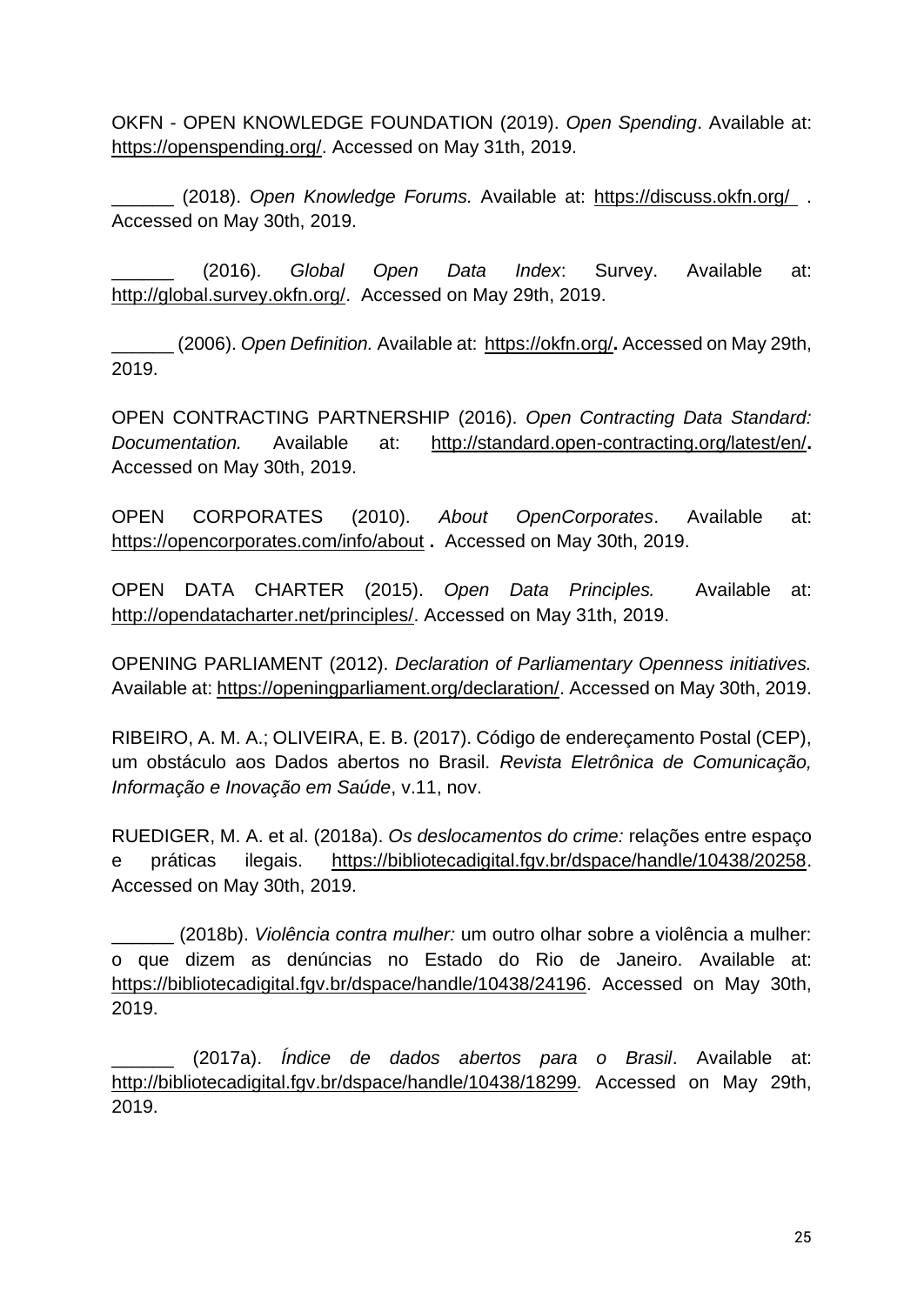OKFN - OPEN KNOWLEDGE FOUNDATION (2019). *Open Spending*. Available at: https://openspending.org/. Accessed on May 31th, 2019.

______ (2018). *Open Knowledge Forums.* Available at: https://discuss.okfn.org/ . Accessed on May 30th, 2019.

______ (2016). *Global Open Data Index*: Survey. Available at: http://global.survey.okfn.org/. Accessed on May 29th, 2019.

______ (2006). *Open Definition.* Available at: https://okfn.org/**.** Accessed on May 29th, 2019.

OPEN CONTRACTING PARTNERSHIP (2016). *Open Contracting Data Standard: Documentation.* Available at: http://standard.open-contracting.org/latest/en/**.** Accessed on May 30th, 2019.

OPEN CORPORATES (2010). *About OpenCorporates*. Available at: https://opencorporates.com/info/about **.** Accessed on May 30th, 2019.

OPEN DATA CHARTER (2015). *Open Data Principles.* Available at: http://opendatacharter.net/principles/. Accessed on May 31th, 2019.

OPENING PARLIAMENT (2012). *Declaration of Parliamentary Openness initiatives.* Available at: https://openingparliament.org/declaration/. Accessed on May 30th, 2019.

RIBEIRO, A. M. A.; OLIVEIRA, E. B. (2017). Código de endereçamento Postal (CEP), um obstáculo aos Dados abertos no Brasil. *Revista Eletrônica de Comunicação, Informação e Inovação em Saúde*, v.11, nov.

RUEDIGER, M. A. et al. (2018a). *Os deslocamentos do crime:* relações entre espaço e práticas ilegais. https://bibliotecadigital.fgv.br/dspace/handle/10438/20258. Accessed on May 30th, 2019.

______ (2018b). *Violência contra mulher:* um outro olhar sobre a violência a mulher: o que dizem as denúncias no Estado do Rio de Janeiro. Available at: https://bibliotecadigital.fgv.br/dspace/handle/10438/24196. Accessed on May 30th, 2019.

______ (2017a). *Índice de dados abertos para o Brasil*. Available at: http://bibliotecadigital.fgv.br/dspace/handle/10438/18299*.* Accessed on May 29th, 2019.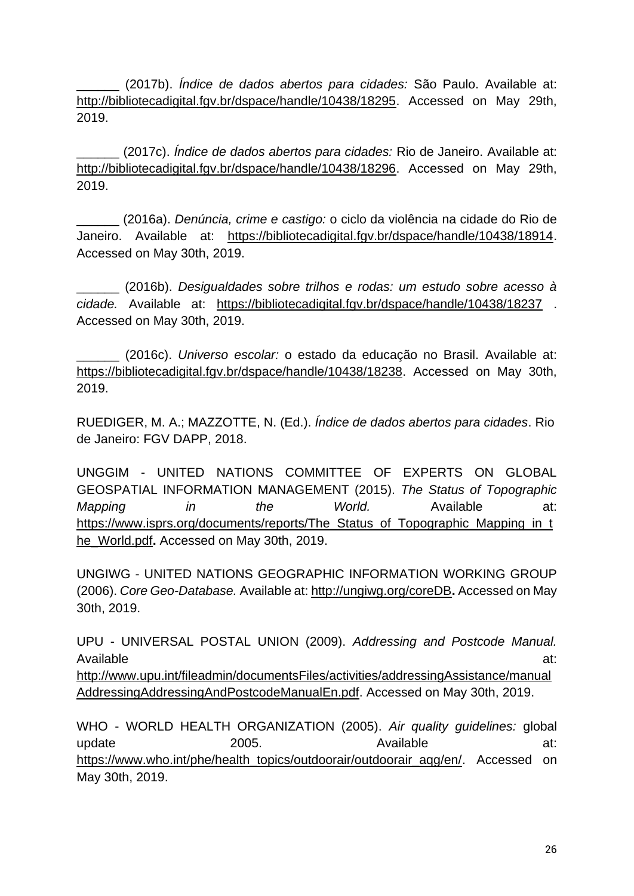______ (2017b). *Índice de dados abertos para cidades:* São Paulo. Available at: http://bibliotecadigital.fgv.br/dspace/handle/10438/18295. Accessed on May 29th, 2019.

______ (2017c). *Índice de dados abertos para cidades:* Rio de Janeiro. Available at: http://bibliotecadigital.fgv.br/dspace/handle/10438/18296. Accessed on May 29th, 2019.

______ (2016a). *Denúncia, crime e castigo:* o ciclo da violência na cidade do Rio de Janeiro. Available at: https://bibliotecadigital.fgv.br/dspace/handle/10438/18914. Accessed on May 30th, 2019.

______ (2016b). *Desigualdades sobre trilhos e rodas: um estudo sobre acesso à cidade.* Available at: https://bibliotecadigital.fgv.br/dspace/handle/10438/18237 . Accessed on May 30th, 2019.

______ (2016c). *Universo escolar:* o estado da educação no Brasil. Available at: https://bibliotecadigital.fgv.br/dspace/handle/10438/18238. Accessed on May 30th, 2019.

RUEDIGER, M. A.; MAZZOTTE, N. (Ed.). *Índice de dados abertos para cidades*. Rio de Janeiro: FGV DAPP, 2018.

UNGGIM - UNITED NATIONS COMMITTEE OF EXPERTS ON GLOBAL GEOSPATIAL INFORMATION MANAGEMENT (2015). *The Status of Topographic Mapping in the World.* Available at: https://www.isprs.org/documents/reports/The_Status_of_Topographic_Mapping_in_the_World.pdf**.** Accessed on May 30th, 2019.

UNGIWG - UNITED NATIONS GEOGRAPHIC INFORMATION WORKING GROUP (2006). *Core Geo-Database.* Available at: http://ungiwg.org/coreDB**.** Accessed on May 30th, 2019.

UPU - UNIVERSAL POSTAL UNION (2009). *Addressing and Postcode Manual.* Available at: http://www.upu.int/fileadmin/documentsFiles/activities/addressingAssistance/manualAddressingAddressingAndPostcodeManualEn.pdf. Accessed on May 30th, 2019.

WHO - WORLD HEALTH ORGANIZATION (2005). *Air quality guidelines:* global update 2005. Available at: https://www.who.int/phe/health_topics/outdoorair/outdoorair_aqg/en/. Accessed on May 30th, 2019.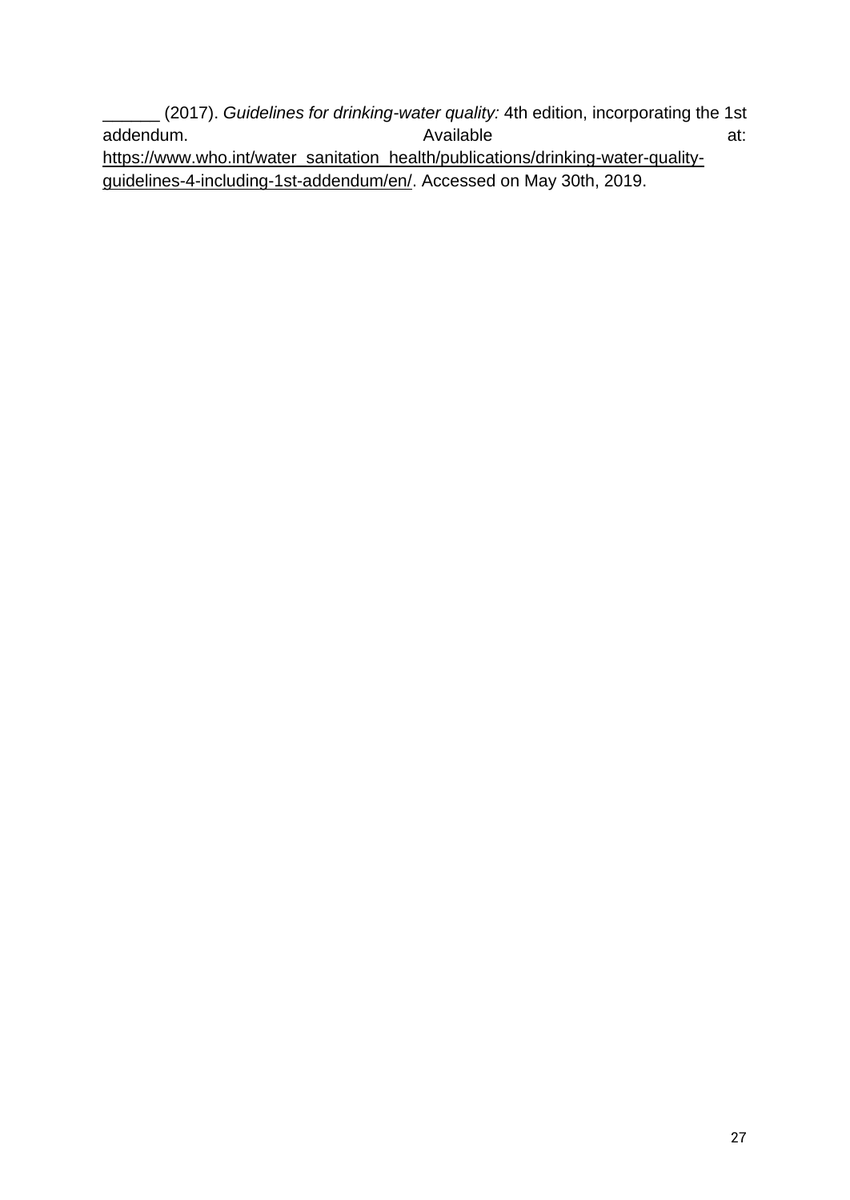______ (2017). *Guidelines for drinking-water quality:* 4th edition, incorporating the 1st addendum. Available at: https://www.who.int/water_sanitation_health/publications/drinking-water-quality-guidelines-4-including-1st-addendum/en/. Accessed on May 30th, 2019.